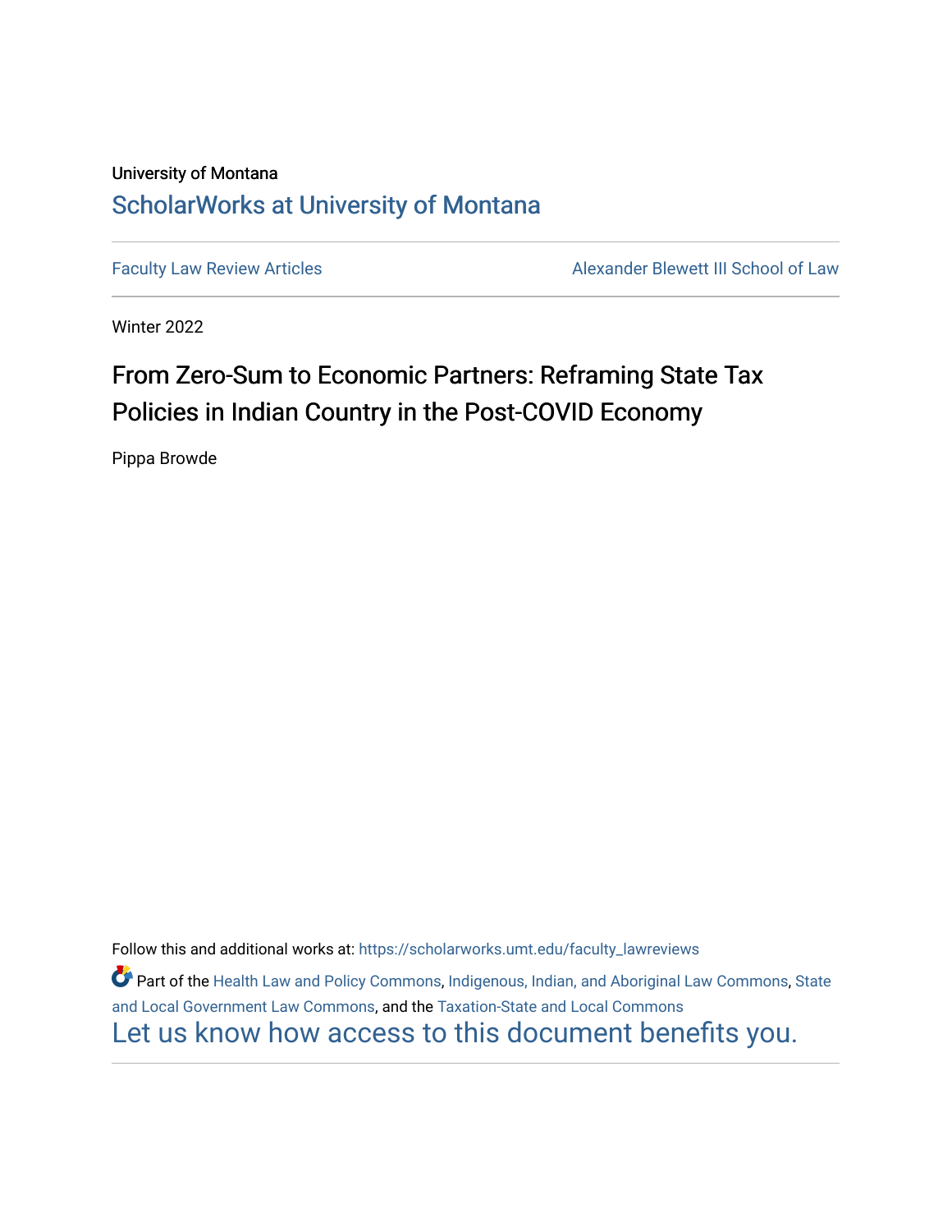University of Montana

# ScholarWorks at University of Montana

Faculty Law Review Articles | Alexander Blewett III School of Law

Winter 2022

## From Zero-Sum to Economic Partners: Reframing State Tax Policies in Indian Country in the Post-COVID Economy

Pippa Browde

Follow this and additional works at: https://scholarworks.umt.edu/faculty_lawreviews

Part of the Health Law and Policy Commons, Indigenous, Indian, and Aboriginal Law Commons, State and Local Government Law Commons, and the Taxation-State and Local Commons

Let us know how access to this document benefits you.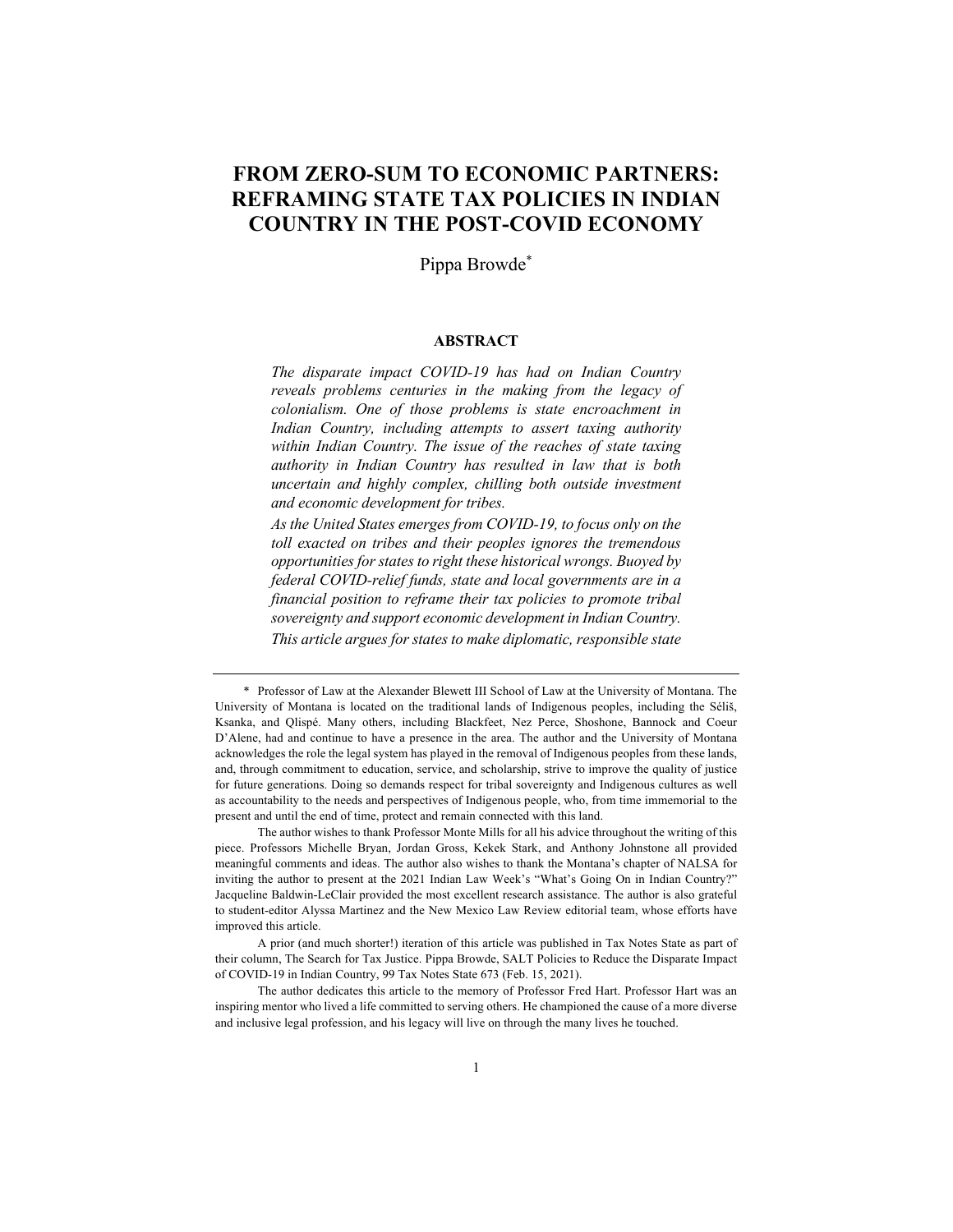# FROM ZERO-SUM TO ECONOMIC PARTNERS: REFRAMING STATE TAX POLICIES IN INDIAN COUNTRY IN THE POST-COVID ECONOMY

Pippa Browde*

## ABSTRACT

*The disparate impact COVID-19 has had on Indian Country reveals problems centuries in the making from the legacy of colonialism. One of those problems is state encroachment in Indian Country, including attempts to assert taxing authority within Indian Country. The issue of the reaches of state taxing authority in Indian Country has resulted in law that is both uncertain and highly complex, chilling both outside investment and economic development for tribes.*

*As the United States emerges from COVID-19, to focus only on the toll exacted on tribes and their peoples ignores the tremendous opportunities for states to right these historical wrongs. Buoyed by federal COVID-relief funds, state and local governments are in a financial position to reframe their tax policies to promote tribal sovereignty and support economic development in Indian Country. This article argues for states to make diplomatic, responsible state*

---

\* Professor of Law at the Alexander Blewett III School of Law at the University of Montana. The University of Montana is located on the traditional lands of Indigenous peoples, including the Séliš, Ksanka, and Qlispé. Many others, including Blackfeet, Nez Perce, Shoshone, Bannock and Coeur D'Alene, had and continue to have a presence in the area. The author and the University of Montana acknowledges the role the legal system has played in the removal of Indigenous peoples from these lands, and, through commitment to education, service, and scholarship, strive to improve the quality of justice for future generations. Doing so demands respect for tribal sovereignty and Indigenous cultures as well as accountability to the needs and perspectives of Indigenous people, who, from time immemorial to the present and until the end of time, protect and remain connected with this land.

The author wishes to thank Professor Monte Mills for all his advice throughout the writing of this piece. Professors Michelle Bryan, Jordan Gross, Kekek Stark, and Anthony Johnstone all provided meaningful comments and ideas. The author also wishes to thank the Montana's chapter of NALSA for inviting the author to present at the 2021 Indian Law Week's "What's Going On in Indian Country?" Jacqueline Baldwin-LeClair provided the most excellent research assistance. The author is also grateful to student-editor Alyssa Martinez and the New Mexico Law Review editorial team, whose efforts have improved this article.

A prior (and much shorter!) iteration of this article was published in Tax Notes State as part of their column, The Search for Tax Justice. Pippa Browde, SALT Policies to Reduce the Disparate Impact of COVID-19 in Indian Country, 99 Tax Notes State 673 (Feb. 15, 2021).

The author dedicates this article to the memory of Professor Fred Hart. Professor Hart was an inspiring mentor who lived a life committed to serving others. He championed the cause of a more diverse and inclusive legal profession, and his legacy will live on through the many lives he touched.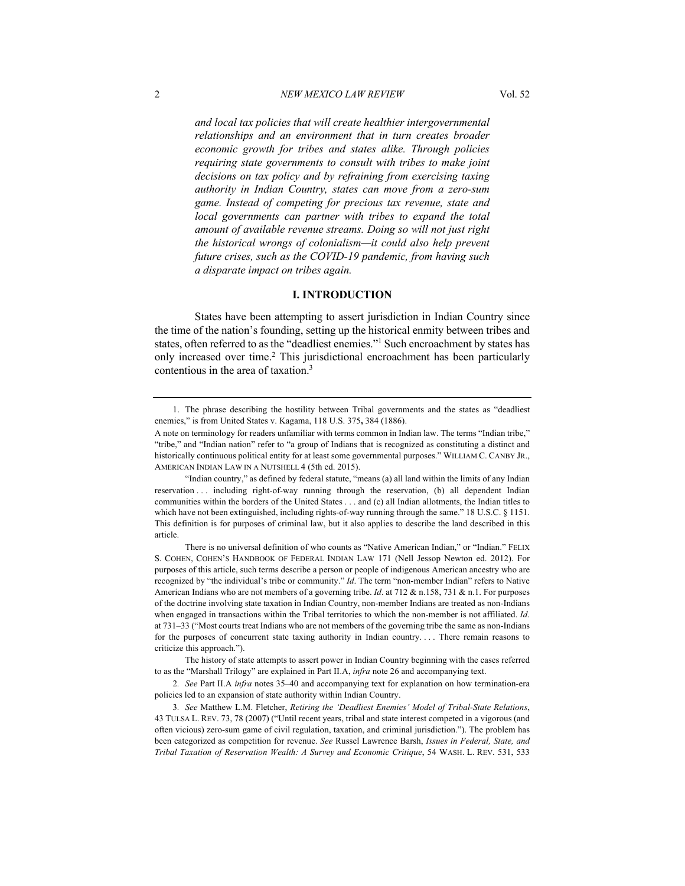*and local tax policies that will create healthier intergovernmental relationships and an environment that in turn creates broader economic growth for tribes and states alike. Through policies requiring state governments to consult with tribes to make joint decisions on tax policy and by refraining from exercising taxing authority in Indian Country, states can move from a zero-sum game. Instead of competing for precious tax revenue, state and local governments can partner with tribes to expand the total amount of available revenue streams. Doing so will not just right the historical wrongs of colonialism—it could also help prevent future crises, such as the COVID-19 pandemic, from having such a disparate impact on tribes again.*

## I. INTRODUCTION

States have been attempting to assert jurisdiction in Indian Country since the time of the nation's founding, setting up the historical enmity between tribes and states, often referred to as the "deadliest enemies."[1] Such encroachment by states has only increased over time.[2] This jurisdictional encroachment has been particularly contentious in the area of taxation.[3]

---

1. The phrase describing the hostility between Tribal governments and the states as "deadliest enemies," is from United States v. Kagama, 118 U.S. 375**,** 384 (1886).

A note on terminology for readers unfamiliar with terms common in Indian law. The terms "Indian tribe," "tribe," and "Indian nation" refer to "a group of Indians that is recognized as constituting a distinct and historically continuous political entity for at least some governmental purposes." WILLIAM C. CANBY JR., AMERICAN INDIAN LAW IN A NUTSHELL 4 (5th ed. 2015).

"Indian country," as defined by federal statute, "means (a) all land within the limits of any Indian reservation . . . including right-of-way running through the reservation, (b) all dependent Indian communities within the borders of the United States . . . and (c) all Indian allotments, the Indian titles to which have not been extinguished, including rights-of-way running through the same." 18 U.S.C. § 1151. This definition is for purposes of criminal law, but it also applies to describe the land described in this article.

There is no universal definition of who counts as "Native American Indian," or "Indian." FELIX S. COHEN, COHEN'S HANDBOOK OF FEDERAL INDIAN LAW 171 (Nell Jessop Newton ed. 2012). For purposes of this article, such terms describe a person or people of indigenous American ancestry who are recognized by "the individual's tribe or community." *Id*. The term "non-member Indian" refers to Native American Indians who are not members of a governing tribe. *Id*. at 712 & n.158, 731 & n.1. For purposes of the doctrine involving state taxation in Indian Country, non-member Indians are treated as non-Indians when engaged in transactions within the Tribal territories to which the non-member is not affiliated. *Id*. at 731–33 ("Most courts treat Indians who are not members of the governing tribe the same as non-Indians for the purposes of concurrent state taxing authority in Indian country. . . . There remain reasons to criticize this approach.").

The history of state attempts to assert power in Indian Country beginning with the cases referred to as the "Marshall Trilogy" are explained in Part II.A, *infra* note 26 and accompanying text.

2. *See* Part II.A *infra* notes 35–40 and accompanying text for explanation on how termination-era policies led to an expansion of state authority within Indian Country.

3. *See* Matthew L.M. Fletcher, *Retiring the 'Deadliest Enemies' Model of Tribal-State Relations*, 43 TULSA L. REV. 73, 78 (2007) ("Until recent years, tribal and state interest competed in a vigorous (and often vicious) zero-sum game of civil regulation, taxation, and criminal jurisdiction."). The problem has been categorized as competition for revenue. *See* Russel Lawrence Barsh, *Issues in Federal, State, and Tribal Taxation of Reservation Wealth: A Survey and Economic Critique*, 54 WASH. L. REV. 531, 533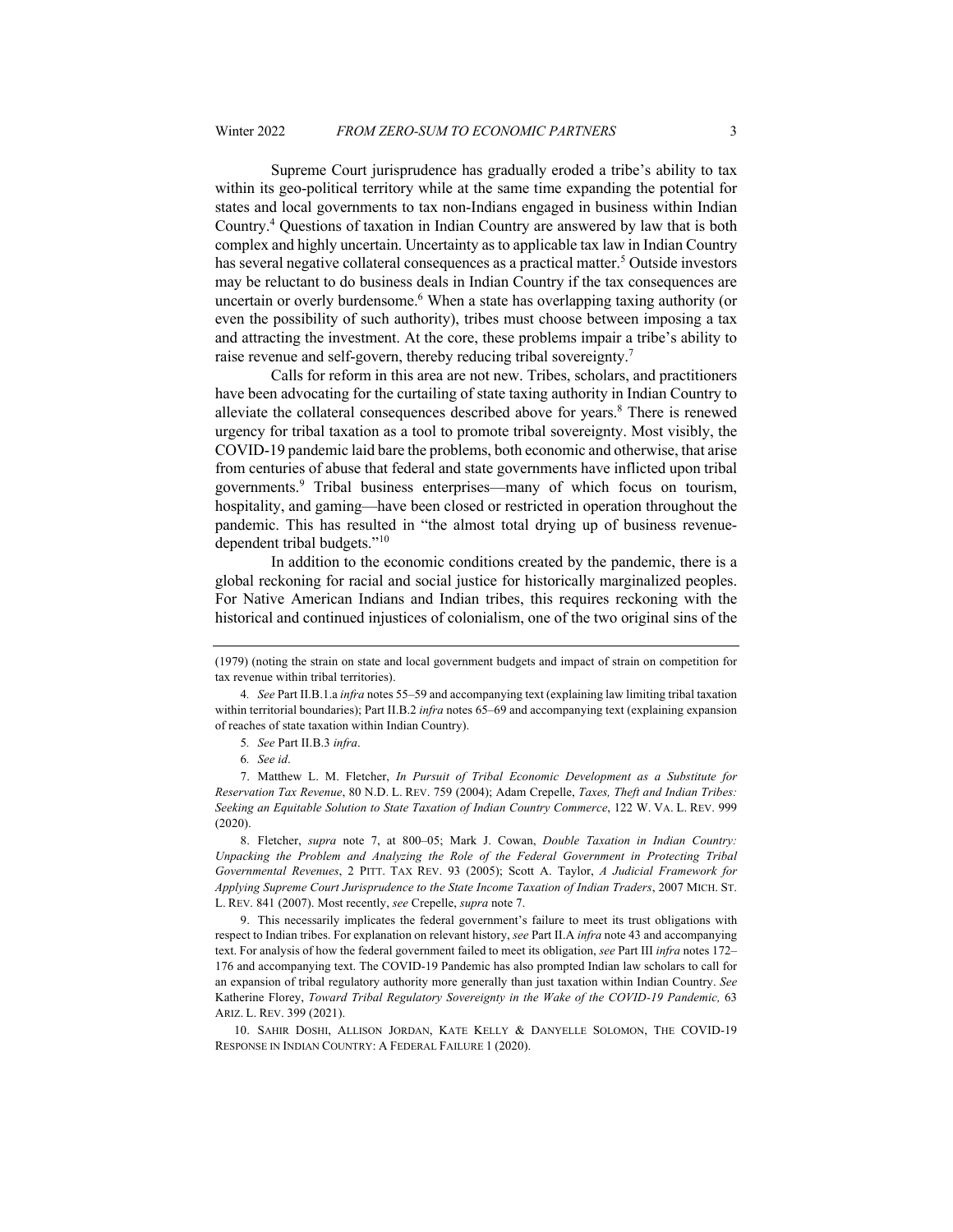Supreme Court jurisprudence has gradually eroded a tribe's ability to tax within its geo-political territory while at the same time expanding the potential for states and local governments to tax non-Indians engaged in business within Indian Country.[4] Questions of taxation in Indian Country are answered by law that is both complex and highly uncertain. Uncertainty as to applicable tax law in Indian Country has several negative collateral consequences as a practical matter.[5] Outside investors may be reluctant to do business deals in Indian Country if the tax consequences are uncertain or overly burdensome.[6] When a state has overlapping taxing authority (or even the possibility of such authority), tribes must choose between imposing a tax and attracting the investment. At the core, these problems impair a tribe's ability to raise revenue and self-govern, thereby reducing tribal sovereignty.[7]

Calls for reform in this area are not new. Tribes, scholars, and practitioners have been advocating for the curtailing of state taxing authority in Indian Country to alleviate the collateral consequences described above for years.[8] There is renewed urgency for tribal taxation as a tool to promote tribal sovereignty. Most visibly, the COVID-19 pandemic laid bare the problems, both economic and otherwise, that arise from centuries of abuse that federal and state governments have inflicted upon tribal governments.[9] Tribal business enterprises—many of which focus on tourism, hospitality, and gaming—have been closed or restricted in operation throughout the pandemic. This has resulted in "the almost total drying up of business revenue-dependent tribal budgets."[10]

In addition to the economic conditions created by the pandemic, there is a global reckoning for racial and social justice for historically marginalized peoples. For Native American Indians and Indian tribes, this requires reckoning with the historical and continued injustices of colonialism, one of the two original sins of the

---

(1979) (noting the strain on state and local government budgets and impact of strain on competition for tax revenue within tribal territories).

4. *See* Part II.B.1.a *infra* notes 55–59 and accompanying text (explaining law limiting tribal taxation within territorial boundaries); Part II.B.2 *infra* notes 65–69 and accompanying text (explaining expansion of reaches of state taxation within Indian Country).

5. *See* Part II.B.3 *infra*.

6. *See id*.

7. Matthew L. M. Fletcher, *In Pursuit of Tribal Economic Development as a Substitute for Reservation Tax Revenue*, 80 N.D. L. REV. 759 (2004); Adam Crepelle, *Taxes, Theft and Indian Tribes: Seeking an Equitable Solution to State Taxation of Indian Country Commerce*, 122 W. VA. L. REV. 999 (2020).

8. Fletcher, *supra* note 7, at 800–05; Mark J. Cowan, *Double Taxation in Indian Country: Unpacking the Problem and Analyzing the Role of the Federal Government in Protecting Tribal Governmental Revenues*, 2 PITT. TAX REV. 93 (2005); Scott A. Taylor, *A Judicial Framework for Applying Supreme Court Jurisprudence to the State Income Taxation of Indian Traders*, 2007 MICH. ST. L. REV. 841 (2007). Most recently, *see* Crepelle, *supra* note 7.

9. This necessarily implicates the federal government's failure to meet its trust obligations with respect to Indian tribes. For explanation on relevant history, *see* Part II.A *infra* note 43 and accompanying text. For analysis of how the federal government failed to meet its obligation, *see* Part III *infra* notes 172–176 and accompanying text. The COVID-19 Pandemic has also prompted Indian law scholars to call for an expansion of tribal regulatory authority more generally than just taxation within Indian Country. *See* Katherine Florey, *Toward Tribal Regulatory Sovereignty in the Wake of the COVID-19 Pandemic,* 63 ARIZ. L. REV. 399 (2021).

10. SAHIR DOSHI, ALLISON JORDAN, KATE KELLY & DANYELLE SOLOMON, THE COVID-19 RESPONSE IN INDIAN COUNTRY: A FEDERAL FAILURE 1 (2020).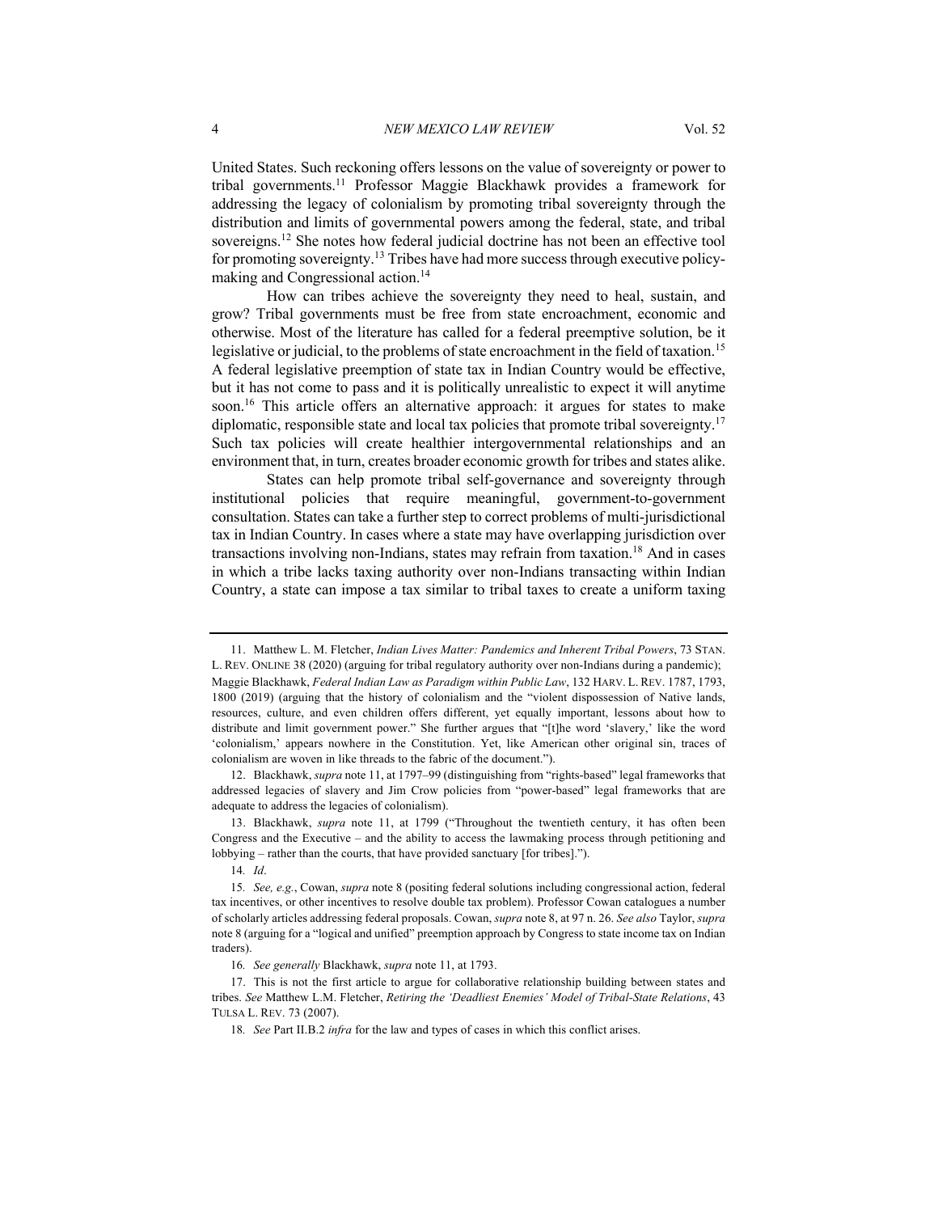United States. Such reckoning offers lessons on the value of sovereignty or power to tribal governments.[11] Professor Maggie Blackhawk provides a framework for addressing the legacy of colonialism by promoting tribal sovereignty through the distribution and limits of governmental powers among the federal, state, and tribal sovereigns.[12] She notes how federal judicial doctrine has not been an effective tool for promoting sovereignty.[13] Tribes have had more success through executive policy-making and Congressional action.[14]

How can tribes achieve the sovereignty they need to heal, sustain, and grow? Tribal governments must be free from state encroachment, economic and otherwise. Most of the literature has called for a federal preemptive solution, be it legislative or judicial, to the problems of state encroachment in the field of taxation.[15] A federal legislative preemption of state tax in Indian Country would be effective, but it has not come to pass and it is politically unrealistic to expect it will anytime soon.[16] This article offers an alternative approach: it argues for states to make diplomatic, responsible state and local tax policies that promote tribal sovereignty.[17] Such tax policies will create healthier intergovernmental relationships and an environment that, in turn, creates broader economic growth for tribes and states alike.

States can help promote tribal self-governance and sovereignty through institutional policies that require meaningful, government-to-government consultation. States can take a further step to correct problems of multi-jurisdictional tax in Indian Country. In cases where a state may have overlapping jurisdiction over transactions involving non-Indians, states may refrain from taxation.[18] And in cases in which a tribe lacks taxing authority over non-Indians transacting within Indian Country, a state can impose a tax similar to tribal taxes to create a uniform taxing

---

11. Matthew L. M. Fletcher, *Indian Lives Matter: Pandemics and Inherent Tribal Powers*, 73 STAN. L. REV. ONLINE 38 (2020) (arguing for tribal regulatory authority over non-Indians during a pandemic); Maggie Blackhawk, *Federal Indian Law as Paradigm within Public Law*, 132 HARV. L. REV. 1787, 1793, 1800 (2019) (arguing that the history of colonialism and the "violent dispossession of Native lands, resources, culture, and even children offers different, yet equally important, lessons about how to distribute and limit government power." She further argues that "[t]he word 'slavery,' like the word 'colonialism,' appears nowhere in the Constitution. Yet, like American other original sin, traces of colonialism are woven in like threads to the fabric of the document.").

12. Blackhawk, *supra* note 11, at 1797–99 (distinguishing from "rights-based" legal frameworks that addressed legacies of slavery and Jim Crow policies from "power-based" legal frameworks that are adequate to address the legacies of colonialism).

13. Blackhawk, *supra* note 11, at 1799 ("Throughout the twentieth century, it has often been Congress and the Executive – and the ability to access the lawmaking process through petitioning and lobbying – rather than the courts, that have provided sanctuary [for tribes].").

14. *Id*.

15. *See, e.g.*, Cowan, *supra* note 8 (positing federal solutions including congressional action, federal tax incentives, or other incentives to resolve double tax problem). Professor Cowan catalogues a number of scholarly articles addressing federal proposals. Cowan, *supra* note 8, at 97 n. 26. *See also* Taylor, *supra* note 8 (arguing for a "logical and unified" preemption approach by Congress to state income tax on Indian traders).

16. *See generally* Blackhawk, *supra* note 11, at 1793.

17. This is not the first article to argue for collaborative relationship building between states and tribes. *See* Matthew L.M. Fletcher, *Retiring the 'Deadliest Enemies' Model of Tribal-State Relations*, 43 TULSA L. REV. 73 (2007).

18. *See* Part II.B.2 *infra* for the law and types of cases in which this conflict arises.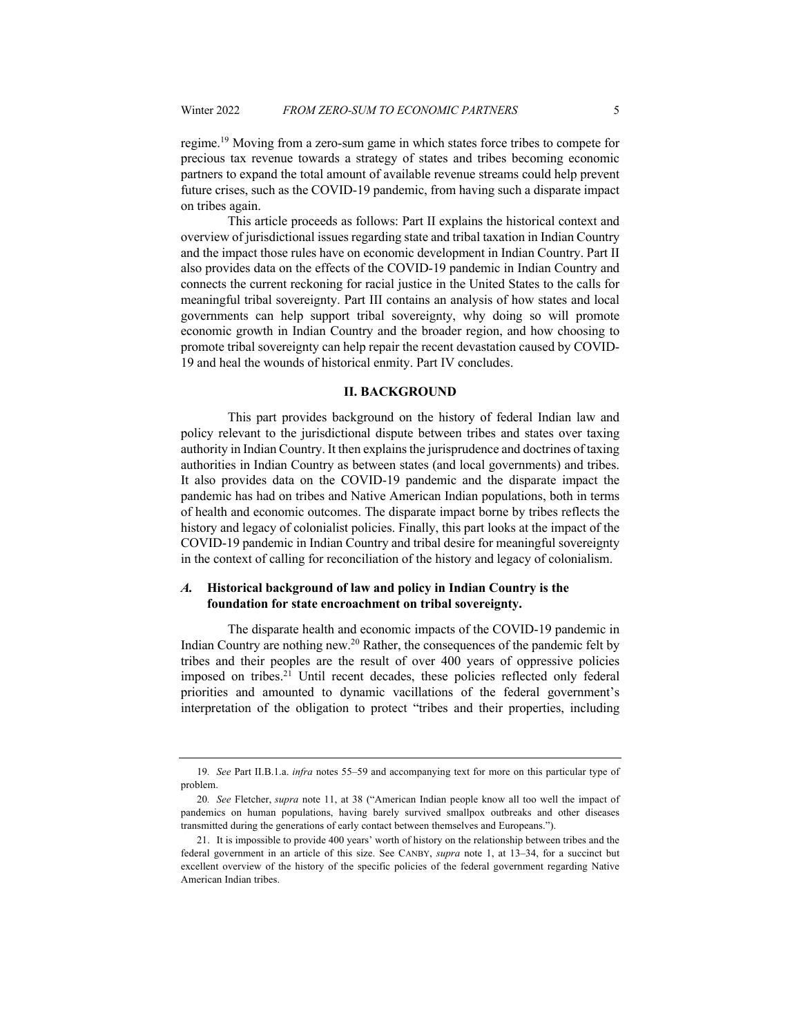regime.[19] Moving from a zero-sum game in which states force tribes to compete for precious tax revenue towards a strategy of states and tribes becoming economic partners to expand the total amount of available revenue streams could help prevent future crises, such as the COVID-19 pandemic, from having such a disparate impact on tribes again.

This article proceeds as follows: Part II explains the historical context and overview of jurisdictional issues regarding state and tribal taxation in Indian Country and the impact those rules have on economic development in Indian Country. Part II also provides data on the effects of the COVID-19 pandemic in Indian Country and connects the current reckoning for racial justice in the United States to the calls for meaningful tribal sovereignty. Part III contains an analysis of how states and local governments can help support tribal sovereignty, why doing so will promote economic growth in Indian Country and the broader region, and how choosing to promote tribal sovereignty can help repair the recent devastation caused by COVID-19 and heal the wounds of historical enmity. Part IV concludes.

## II. BACKGROUND

This part provides background on the history of federal Indian law and policy relevant to the jurisdictional dispute between tribes and states over taxing authority in Indian Country. It then explains the jurisprudence and doctrines of taxing authorities in Indian Country as between states (and local governments) and tribes. It also provides data on the COVID-19 pandemic and the disparate impact the pandemic has had on tribes and Native American Indian populations, both in terms of health and economic outcomes. The disparate impact borne by tribes reflects the history and legacy of colonialist policies. Finally, this part looks at the impact of the COVID-19 pandemic in Indian Country and tribal desire for meaningful sovereignty in the context of calling for reconciliation of the history and legacy of colonialism.

### *A.* Historical background of law and policy in Indian Country is the foundation for state encroachment on tribal sovereignty.

The disparate health and economic impacts of the COVID-19 pandemic in Indian Country are nothing new.[20] Rather, the consequences of the pandemic felt by tribes and their peoples are the result of over 400 years of oppressive policies imposed on tribes.[21] Until recent decades, these policies reflected only federal priorities and amounted to dynamic vacillations of the federal government's interpretation of the obligation to protect "tribes and their properties, including

---

19. *See* Part II.B.1.a. *infra* notes 55–59 and accompanying text for more on this particular type of problem.

20. *See* Fletcher, *supra* note 11, at 38 ("American Indian people know all too well the impact of pandemics on human populations, having barely survived smallpox outbreaks and other diseases transmitted during the generations of early contact between themselves and Europeans.").

21. It is impossible to provide 400 years' worth of history on the relationship between tribes and the federal government in an article of this size. See CANBY, *supra* note 1, at 13–34, for a succinct but excellent overview of the history of the specific policies of the federal government regarding Native American Indian tribes.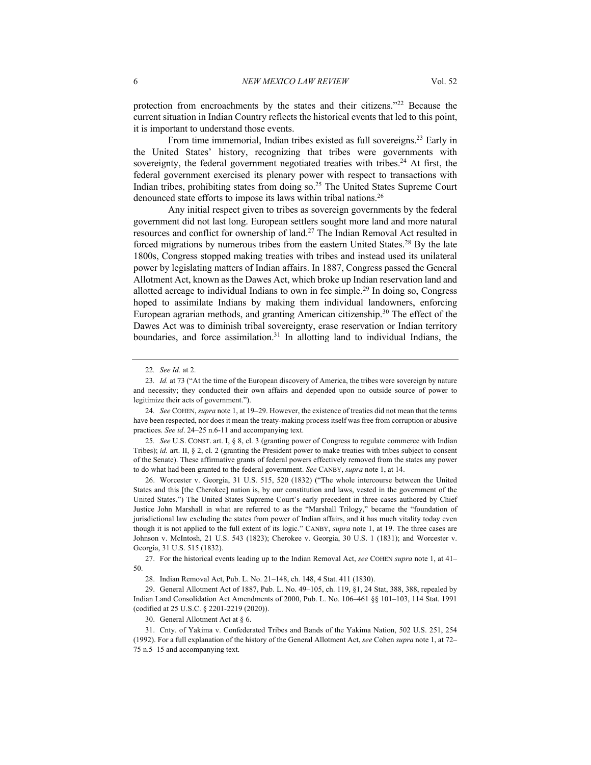protection from encroachments by the states and their citizens."[22] Because the current situation in Indian Country reflects the historical events that led to this point, it is important to understand those events.

From time immemorial, Indian tribes existed as full sovereigns.[23] Early in the United States' history, recognizing that tribes were governments with sovereignty, the federal government negotiated treaties with tribes.[24] At first, the federal government exercised its plenary power with respect to transactions with Indian tribes, prohibiting states from doing so.[25] The United States Supreme Court denounced state efforts to impose its laws within tribal nations.[26]

Any initial respect given to tribes as sovereign governments by the federal government did not last long. European settlers sought more land and more natural resources and conflict for ownership of land.[27] The Indian Removal Act resulted in forced migrations by numerous tribes from the eastern United States.[28] By the late 1800s, Congress stopped making treaties with tribes and instead used its unilateral power by legislating matters of Indian affairs. In 1887, Congress passed the General Allotment Act, known as the Dawes Act, which broke up Indian reservation land and allotted acreage to individual Indians to own in fee simple.[29] In doing so, Congress hoped to assimilate Indians by making them individual landowners, enforcing European agrarian methods, and granting American citizenship.[30] The effect of the Dawes Act was to diminish tribal sovereignty, erase reservation or Indian territory boundaries, and force assimilation.[31] In allotting land to individual Indians, the

---

22. *See Id.* at 2.

23. *Id.* at 73 ("At the time of the European discovery of America, the tribes were sovereign by nature and necessity; they conducted their own affairs and depended upon no outside source of power to legitimize their acts of government.").

24. *See* COHEN, *supra* note 1, at 19–29. However, the existence of treaties did not mean that the terms have been respected, nor does it mean the treaty-making process itself was free from corruption or abusive practices. *See id*. 24–25 n.6-11 and accompanying text.

25. *See* U.S. CONST. art. I, § 8, cl. 3 (granting power of Congress to regulate commerce with Indian Tribes); *id.* art. II, § 2, cl. 2 (granting the President power to make treaties with tribes subject to consent of the Senate). These affirmative grants of federal powers effectively removed from the states any power to do what had been granted to the federal government. *See* CANBY, *supra* note 1, at 14.

26. Worcester v. Georgia, 31 U.S. 515, 520 (1832) ("The whole intercourse between the United States and this [the Cherokee] nation is, by our constitution and laws, vested in the government of the United States.") The United States Supreme Court's early precedent in three cases authored by Chief Justice John Marshall in what are referred to as the "Marshall Trilogy," became the "foundation of jurisdictional law excluding the states from power of Indian affairs, and it has much vitality today even though it is not applied to the full extent of its logic." CANBY, *supra* note 1, at 19. The three cases are Johnson v. McIntosh, 21 U.S. 543 (1823); Cherokee v. Georgia, 30 U.S. 1 (1831); and Worcester v. Georgia, 31 U.S. 515 (1832).

27. For the historical events leading up to the Indian Removal Act, *see* COHEN *supra* note 1, at 41–50.

28. Indian Removal Act, Pub. L. No. 21–148, ch. 148, 4 Stat. 411 (1830).

29. General Allotment Act of 1887, Pub. L. No. 49–105, ch. 119, §1, 24 Stat, 388, 388, repealed by Indian Land Consolidation Act Amendments of 2000, Pub. L. No. 106–461 §§ 101–103, 114 Stat. 1991 (codified at 25 U.S.C. § 2201-2219 (2020)).

30. General Allotment Act at § 6.

31. Cnty. of Yakima v. Confederated Tribes and Bands of the Yakima Nation, 502 U.S. 251, 254 (1992). For a full explanation of the history of the General Allotment Act, *see* Cohen *supra* note 1, at 72–75 n.5–15 and accompanying text.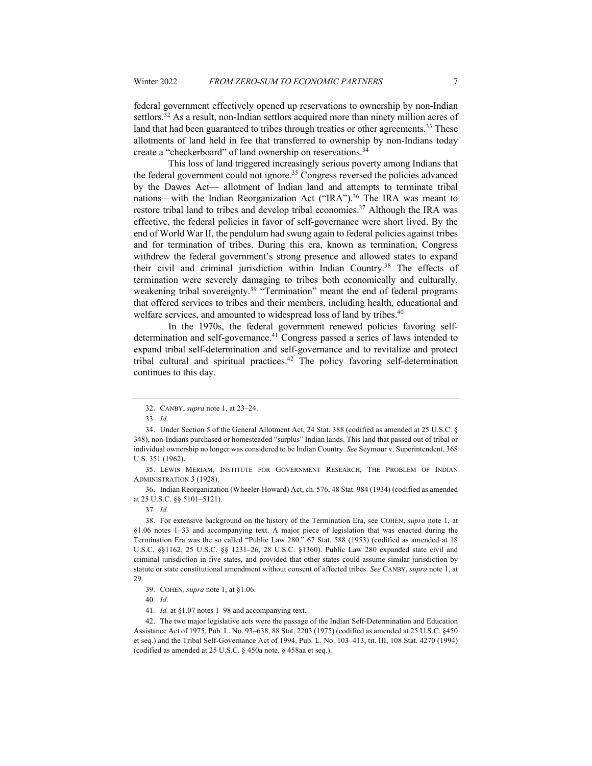federal government effectively opened up reservations to ownership by non-Indian settlors.[32] As a result, non-Indian settlors acquired more than ninety million acres of land that had been guaranteed to tribes through treaties or other agreements.[33] These allotments of land held in fee that transferred to ownership by non-Indians today create a "checkerboard" of land ownership on reservations.[34]

This loss of land triggered increasingly serious poverty among Indians that the federal government could not ignore.[35] Congress reversed the policies advanced by the Dawes Act— allotment of Indian land and attempts to terminate tribal nations—with the Indian Reorganization Act ("IRA").[36] The IRA was meant to restore tribal land to tribes and develop tribal economies.[37] Although the IRA was effective, the federal policies in favor of self-governance were short lived. By the end of World War II, the pendulum had swung again to federal policies against tribes and for termination of tribes. During this era, known as termination, Congress withdrew the federal government's strong presence and allowed states to expand their civil and criminal jurisdiction within Indian Country.[38] The effects of termination were severely damaging to tribes both economically and culturally, weakening tribal sovereignty.[39] "Termination" meant the end of federal programs that offered services to tribes and their members, including health, educational and welfare services, and amounted to widespread loss of land by tribes.[40]

In the 1970s, the federal government renewed policies favoring self-determination and self-governance.[41] Congress passed a series of laws intended to expand tribal self-determination and self-governance and to revitalize and protect tribal cultural and spiritual practices.[42] The policy favoring self-determination continues to this day.

---

32. CANBY, *supra* note 1, at 23–24.

33. *Id*.

34. Under Section 5 of the General Allotment Act, 24 Stat. 388 (codified as amended at 25 U.S.C. § 348), non-Indians purchased or homesteaded "surplus" Indian lands. This land that passed out of tribal or individual ownership no longer was considered to be Indian Country. *See* Seymour v. Superintendent, 368 U.S. 351 (1962).

35. LEWIS MERIAM, INSTITUTE FOR GOVERNMENT RESEARCH, THE PROBLEM OF INDIAN ADMINISTRATION 3 (1928).

36. Indian Reorganization (Wheeler-Howard) Act, ch. 576, 48 Stat. 984 (1934) (codified as amended at 25 U.S.C. §§ 5101–5121).

37. *Id*.

38. For extensive background on the history of the Termination Era, see COHEN, *supra* note 1, at §1.06 notes 1–33 and accompanying text. A major piece of legislation that was enacted during the Termination Era was the so called "Public Law 280." 67 Stat. 588 (1953) (codified as amended at 18 U.S.C. §§1162, 25 U.S.C. §§ 1231–26, 28 U.S.C. §1360). Public Law 280 expanded state civil and criminal jurisdiction in five states, and provided that other states could assume similar jurisdiction by statute or state constitutional amendment without consent of affected tribes. *See* CANBY, *supra* note 1, at 29.

39. COHEN*, supra* note 1, at §1.06.

40. *Id*.

41. *Id.* at §1.07 notes 1–98 and accompanying text.

42. The two major legislative acts were the passage of the Indian Self-Determination and Education Assistance Act of 1975, Pub. L. No. 93–638, 88 Stat. 2203 (1975) (codified as amended at 25 U.S.C. §450 et seq.) and the Tribal Self-Governance Act of 1994, Pub. L. No. 103–413, tit. III, 108 Stat. 4270 (1994) (codified as amended at 25 U.S.C. § 450a note, § 458aa et seq.).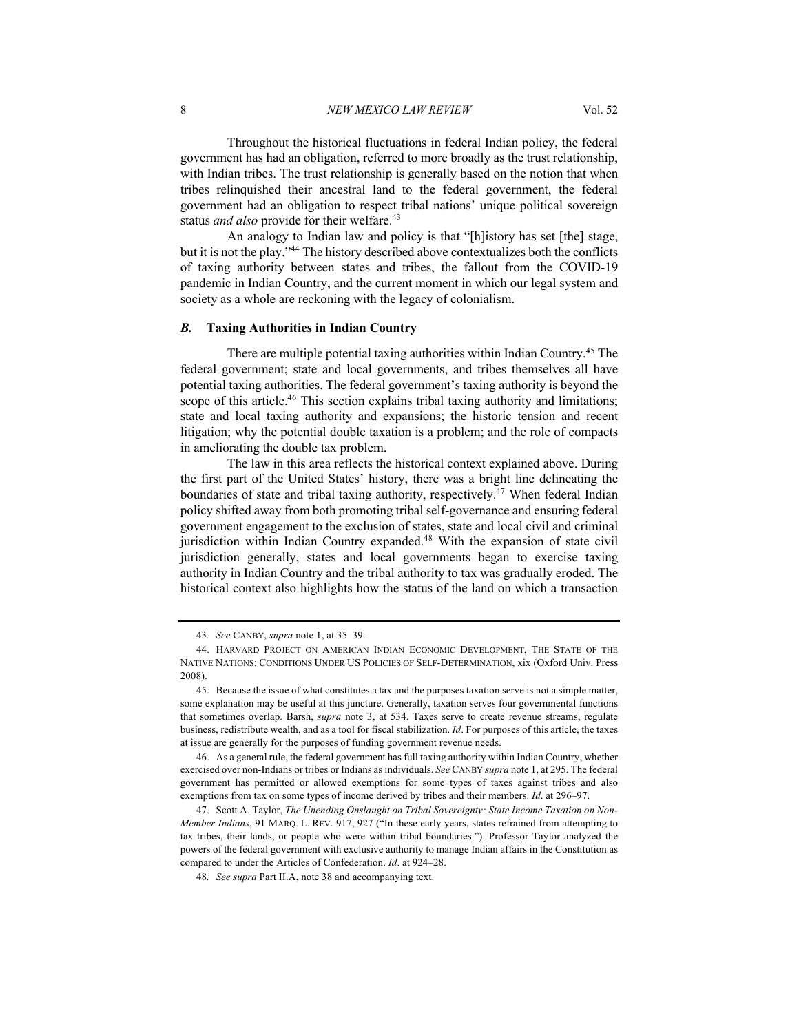Throughout the historical fluctuations in federal Indian policy, the federal government has had an obligation, referred to more broadly as the trust relationship, with Indian tribes. The trust relationship is generally based on the notion that when tribes relinquished their ancestral land to the federal government, the federal government had an obligation to respect tribal nations' unique political sovereign status *and also* provide for their welfare.[43]

An analogy to Indian law and policy is that "[h]istory has set [the] stage, but it is not the play."[44] The history described above contextualizes both the conflicts of taxing authority between states and tribes, the fallout from the COVID-19 pandemic in Indian Country, and the current moment in which our legal system and society as a whole are reckoning with the legacy of colonialism.

### *B.* Taxing Authorities in Indian Country

There are multiple potential taxing authorities within Indian Country.[45] The federal government; state and local governments, and tribes themselves all have potential taxing authorities. The federal government's taxing authority is beyond the scope of this article.[46] This section explains tribal taxing authority and limitations; state and local taxing authority and expansions; the historic tension and recent litigation; why the potential double taxation is a problem; and the role of compacts in ameliorating the double tax problem.

The law in this area reflects the historical context explained above. During the first part of the United States' history, there was a bright line delineating the boundaries of state and tribal taxing authority, respectively.[47] When federal Indian policy shifted away from both promoting tribal self-governance and ensuring federal government engagement to the exclusion of states, state and local civil and criminal jurisdiction within Indian Country expanded.[48] With the expansion of state civil jurisdiction generally, states and local governments began to exercise taxing authority in Indian Country and the tribal authority to tax was gradually eroded. The historical context also highlights how the status of the land on which a transaction

---

43. *See* CANBY, *supra* note 1, at 35–39.

44. HARVARD PROJECT ON AMERICAN INDIAN ECONOMIC DEVELOPMENT, THE STATE OF THE NATIVE NATIONS: CONDITIONS UNDER US POLICIES OF SELF-DETERMINATION, xix (Oxford Univ. Press 2008).

45. Because the issue of what constitutes a tax and the purposes taxation serve is not a simple matter, some explanation may be useful at this juncture. Generally, taxation serves four governmental functions that sometimes overlap. Barsh, *supra* note 3, at 534. Taxes serve to create revenue streams, regulate business, redistribute wealth, and as a tool for fiscal stabilization. *Id*. For purposes of this article, the taxes at issue are generally for the purposes of funding government revenue needs.

46. As a general rule, the federal government has full taxing authority within Indian Country, whether exercised over non-Indians or tribes or Indians as individuals. *See* CANBY *supra* note 1, at 295. The federal government has permitted or allowed exemptions for some types of taxes against tribes and also exemptions from tax on some types of income derived by tribes and their members. *Id*. at 296–97.

47. Scott A. Taylor, *The Unending Onslaught on Tribal Sovereignty: State Income Taxation on Non-Member Indians*, 91 MARQ. L. REV. 917, 927 ("In these early years, states refrained from attempting to tax tribes, their lands, or people who were within tribal boundaries."). Professor Taylor analyzed the powers of the federal government with exclusive authority to manage Indian affairs in the Constitution as compared to under the Articles of Confederation. *Id*. at 924–28.

48. *See supra* Part II.A, note 38 and accompanying text.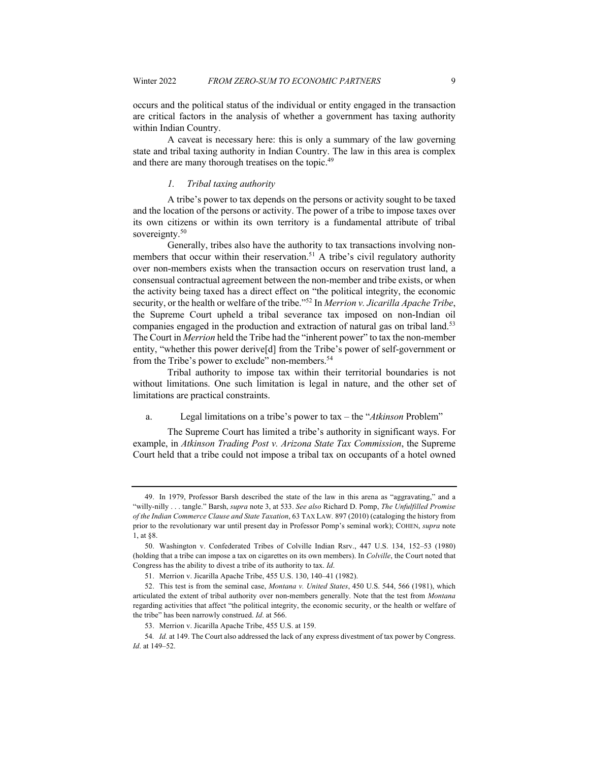occurs and the political status of the individual or entity engaged in the transaction are critical factors in the analysis of whether a government has taxing authority within Indian Country.

A caveat is necessary here: this is only a summary of the law governing state and tribal taxing authority in Indian Country. The law in this area is complex and there are many thorough treatises on the topic.[49]

### *1. Tribal taxing authority*

A tribe's power to tax depends on the persons or activity sought to be taxed and the location of the persons or activity. The power of a tribe to impose taxes over its own citizens or within its own territory is a fundamental attribute of tribal sovereignty.[50]

Generally, tribes also have the authority to tax transactions involving non-members that occur within their reservation.[51] A tribe's civil regulatory authority over non-members exists when the transaction occurs on reservation trust land, a consensual contractual agreement between the non-member and tribe exists, or when the activity being taxed has a direct effect on "the political integrity, the economic security, or the health or welfare of the tribe."[52] In *Merrion v. Jicarilla Apache Tribe*, the Supreme Court upheld a tribal severance tax imposed on non-Indian oil companies engaged in the production and extraction of natural gas on tribal land.[53] The Court in *Merrion* held the Tribe had the "inherent power" to tax the non-member entity, "whether this power derive[d] from the Tribe's power of self-government or from the Tribe's power to exclude" non-members.[54]

Tribal authority to impose tax within their territorial boundaries is not without limitations. One such limitation is legal in nature, and the other set of limitations are practical constraints.

#### a. Legal limitations on a tribe's power to tax – the "*Atkinson* Problem"

The Supreme Court has limited a tribe's authority in significant ways. For example, in *Atkinson Trading Post v. Arizona State Tax Commission*, the Supreme Court held that a tribe could not impose a tribal tax on occupants of a hotel owned

---

49. In 1979, Professor Barsh described the state of the law in this arena as "aggravating," and a "willy-nilly . . . tangle." Barsh, *supra* note 3, at 533. *See also* Richard D. Pomp, *The Unfulfilled Promise of the Indian Commerce Clause and State Taxation*, 63 TAX LAW. 897 (2010) (cataloging the history from prior to the revolutionary war until present day in Professor Pomp's seminal work); COHEN, *supra* note 1, at §8.

50. Washington v. Confederated Tribes of Colville Indian Rsrv., 447 U.S. 134, 152–53 (1980) (holding that a tribe can impose a tax on cigarettes on its own members). In *Colville*, the Court noted that Congress has the ability to divest a tribe of its authority to tax. *Id*.

51. Merrion v. Jicarilla Apache Tribe, 455 U.S. 130, 140–41 (1982).

52. This test is from the seminal case, *Montana v. United States*, 450 U.S. 544, 566 (1981), which articulated the extent of tribal authority over non-members generally. Note that the test from *Montana* regarding activities that affect "the political integrity, the economic security, or the health or welfare of the tribe" has been narrowly construed. *Id*. at 566.

53. Merrion v. Jicarilla Apache Tribe, 455 U.S. at 159.

54. *Id.* at 149. The Court also addressed the lack of any express divestment of tax power by Congress. *Id*. at 149–52.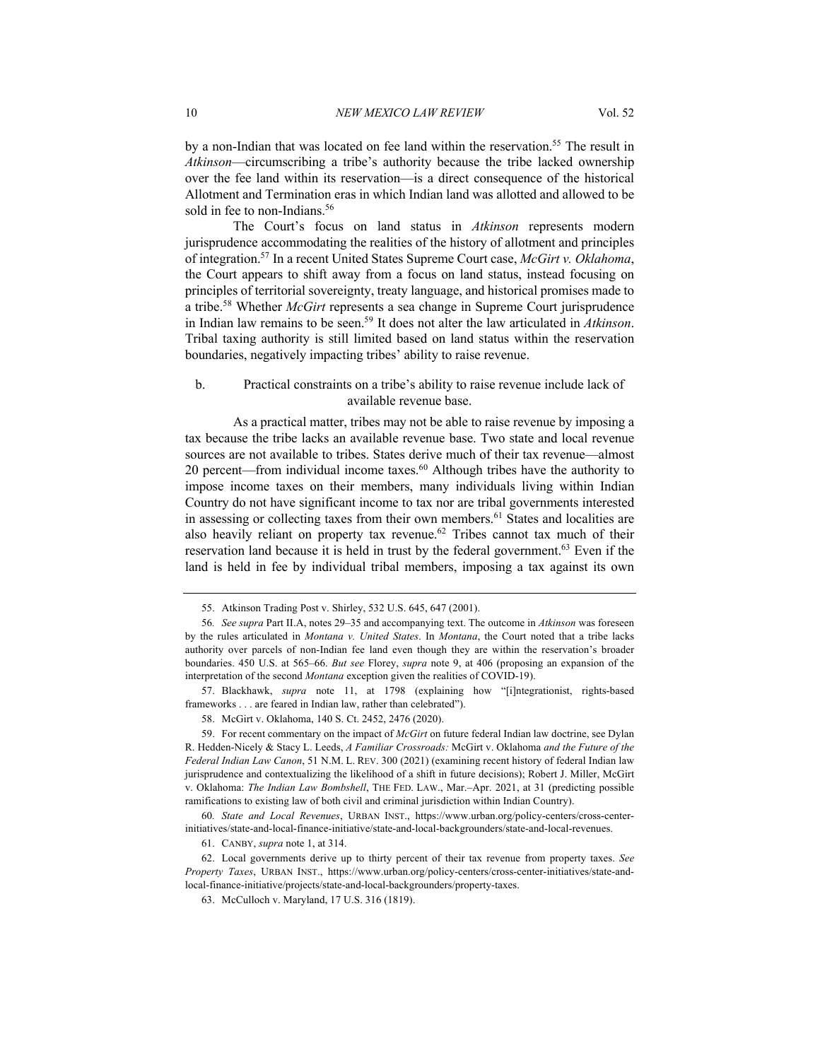by a non-Indian that was located on fee land within the reservation.[55] The result in *Atkinson*—circumscribing a tribe's authority because the tribe lacked ownership over the fee land within its reservation—is a direct consequence of the historical Allotment and Termination eras in which Indian land was allotted and allowed to be sold in fee to non-Indians.[56]

The Court's focus on land status in *Atkinson* represents modern jurisprudence accommodating the realities of the history of allotment and principles of integration.[57] In a recent United States Supreme Court case, *McGirt v. Oklahoma*, the Court appears to shift away from a focus on land status, instead focusing on principles of territorial sovereignty, treaty language, and historical promises made to a tribe.[58] Whether *McGirt* represents a sea change in Supreme Court jurisprudence in Indian law remains to be seen.[59] It does not alter the law articulated in *Atkinson*. Tribal taxing authority is still limited based on land status within the reservation boundaries, negatively impacting tribes' ability to raise revenue.

### b. Practical constraints on a tribe's ability to raise revenue include lack of available revenue base.

As a practical matter, tribes may not be able to raise revenue by imposing a tax because the tribe lacks an available revenue base. Two state and local revenue sources are not available to tribes. States derive much of their tax revenue—almost 20 percent—from individual income taxes.[60] Although tribes have the authority to impose income taxes on their members, many individuals living within Indian Country do not have significant income to tax nor are tribal governments interested in assessing or collecting taxes from their own members.[61] States and localities are also heavily reliant on property tax revenue.[62] Tribes cannot tax much of their reservation land because it is held in trust by the federal government.[63] Even if the land is held in fee by individual tribal members, imposing a tax against its own

---

55. Atkinson Trading Post v. Shirley, 532 U.S. 645, 647 (2001).

56. *See supra* Part II.A, notes 29–35 and accompanying text. The outcome in *Atkinson* was foreseen by the rules articulated in *Montana v. United States*. In *Montana*, the Court noted that a tribe lacks authority over parcels of non-Indian fee land even though they are within the reservation's broader boundaries. 450 U.S. at 565–66. *But see* Florey, *supra* note 9, at 406 (proposing an expansion of the interpretation of the second *Montana* exception given the realities of COVID-19).

57. Blackhawk, *supra* note 11, at 1798 (explaining how "[i]ntegrationist, rights-based frameworks . . . are feared in Indian law, rather than celebrated").

58. McGirt v. Oklahoma, 140 S. Ct. 2452, 2476 (2020).

59. For recent commentary on the impact of *McGirt* on future federal Indian law doctrine, see Dylan R. Hedden-Nicely & Stacy L. Leeds, *A Familiar Crossroads:* McGirt v. Oklahoma *and the Future of the Federal Indian Law Canon*, 51 N.M. L. REV. 300 (2021) (examining recent history of federal Indian law jurisprudence and contextualizing the likelihood of a shift in future decisions); Robert J. Miller, McGirt v. Oklahoma: *The Indian Law Bombshell*, THE FED. LAW., Mar.–Apr. 2021, at 31 (predicting possible ramifications to existing law of both civil and criminal jurisdiction within Indian Country).

60. *State and Local Revenues*, URBAN INST., https://www.urban.org/policy-centers/cross-center-initiatives/state-and-local-finance-initiative/state-and-local-backgrounders/state-and-local-revenues.

61. CANBY, *supra* note 1, at 314.

62. Local governments derive up to thirty percent of their tax revenue from property taxes. *See Property Taxes*, URBAN INST., https://www.urban.org/policy-centers/cross-center-initiatives/state-and-local-finance-initiative/projects/state-and-local-backgrounders/property-taxes.

63. McCulloch v. Maryland, 17 U.S. 316 (1819).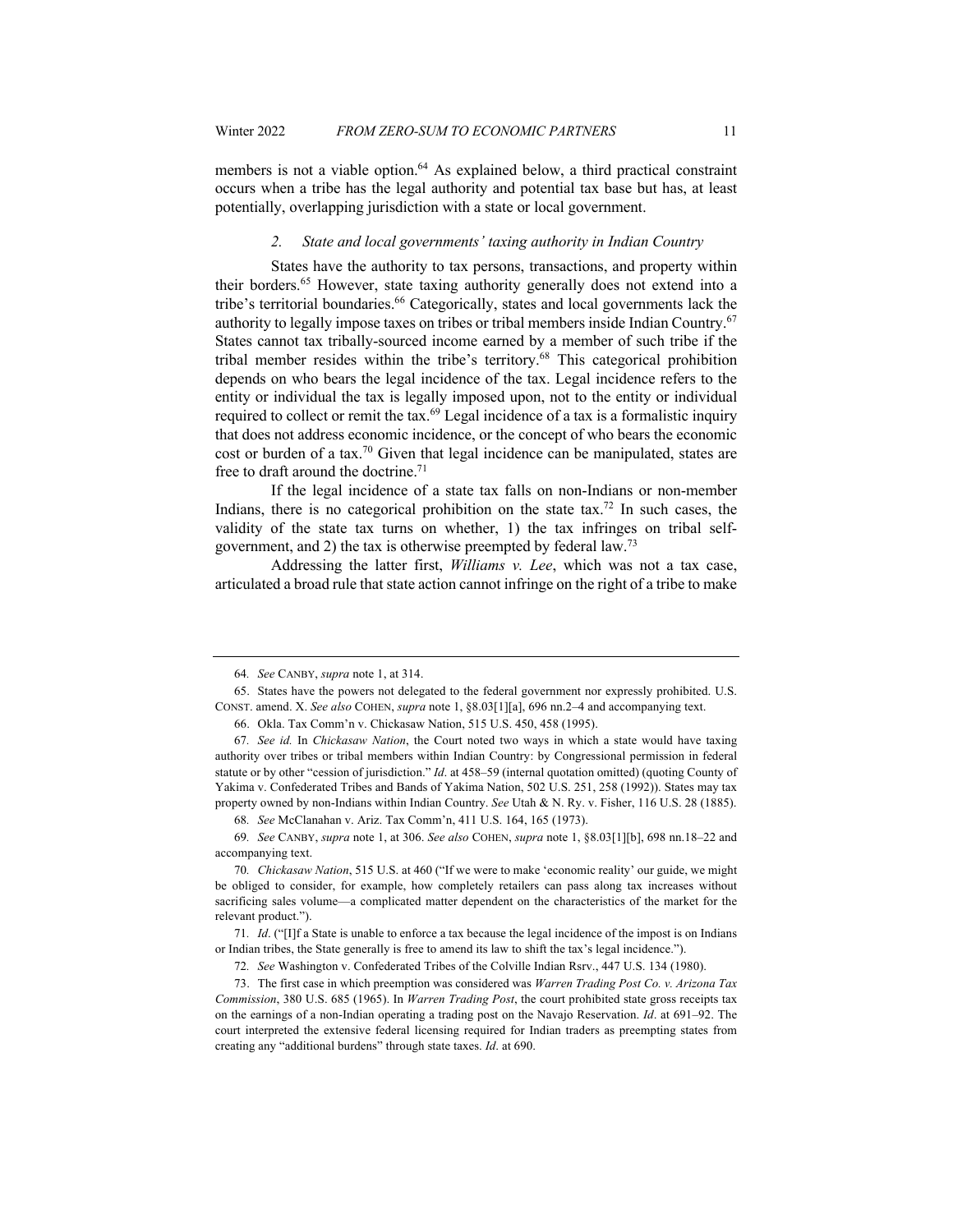members is not a viable option.[64] As explained below, a third practical constraint occurs when a tribe has the legal authority and potential tax base but has, at least potentially, overlapping jurisdiction with a state or local government.

### 2. *State and local governments' taxing authority in Indian Country*

States have the authority to tax persons, transactions, and property within their borders.[65] However, state taxing authority generally does not extend into a tribe's territorial boundaries.[66] Categorically, states and local governments lack the authority to legally impose taxes on tribes or tribal members inside Indian Country.[67] States cannot tax tribally-sourced income earned by a member of such tribe if the tribal member resides within the tribe's territory.[68] This categorical prohibition depends on who bears the legal incidence of the tax. Legal incidence refers to the entity or individual the tax is legally imposed upon, not to the entity or individual required to collect or remit the tax.[69] Legal incidence of a tax is a formalistic inquiry that does not address economic incidence, or the concept of who bears the economic cost or burden of a tax.[70] Given that legal incidence can be manipulated, states are free to draft around the doctrine.[71]

If the legal incidence of a state tax falls on non-Indians or non-member Indians, there is no categorical prohibition on the state tax.[72] In such cases, the validity of the state tax turns on whether, 1) the tax infringes on tribal self-government, and 2) the tax is otherwise preempted by federal law.[73]

Addressing the latter first, *Williams v. Lee*, which was not a tax case, articulated a broad rule that state action cannot infringe on the right of a tribe to make

---

64. *See* CANBY, *supra* note 1, at 314.

65. States have the powers not delegated to the federal government nor expressly prohibited. U.S. CONST. amend. X. *See also* COHEN, *supra* note 1, §8.03[1][a], 696 nn.2–4 and accompanying text.

66. Okla. Tax Comm'n v. Chickasaw Nation, 515 U.S. 450, 458 (1995).

67. *See id.* In *Chickasaw Nation*, the Court noted two ways in which a state would have taxing authority over tribes or tribal members within Indian Country: by Congressional permission in federal statute or by other "cession of jurisdiction." *Id*. at 458–59 (internal quotation omitted) (quoting County of Yakima v. Confederated Tribes and Bands of Yakima Nation, 502 U.S. 251, 258 (1992)). States may tax property owned by non-Indians within Indian Country. *See* Utah & N. Ry. v. Fisher, 116 U.S. 28 (1885).

68. *See* McClanahan v. Ariz. Tax Comm'n, 411 U.S. 164, 165 (1973).

69. *See* CANBY, *supra* note 1, at 306. *See also* COHEN, *supra* note 1, §8.03[1][b], 698 nn.18–22 and accompanying text.

70. *Chickasaw Nation*, 515 U.S. at 460 ("If we were to make 'economic reality' our guide, we might be obliged to consider, for example, how completely retailers can pass along tax increases without sacrificing sales volume—a complicated matter dependent on the characteristics of the market for the relevant product.").

71. *Id*. ("[I]f a State is unable to enforce a tax because the legal incidence of the impost is on Indians or Indian tribes, the State generally is free to amend its law to shift the tax's legal incidence.").

72. *See* Washington v. Confederated Tribes of the Colville Indian Rsrv., 447 U.S. 134 (1980).

73. The first case in which preemption was considered was *Warren Trading Post Co. v. Arizona Tax Commission*, 380 U.S. 685 (1965). In *Warren Trading Post*, the court prohibited state gross receipts tax on the earnings of a non-Indian operating a trading post on the Navajo Reservation. *Id*. at 691–92. The court interpreted the extensive federal licensing required for Indian traders as preempting states from creating any "additional burdens" through state taxes. *Id*. at 690.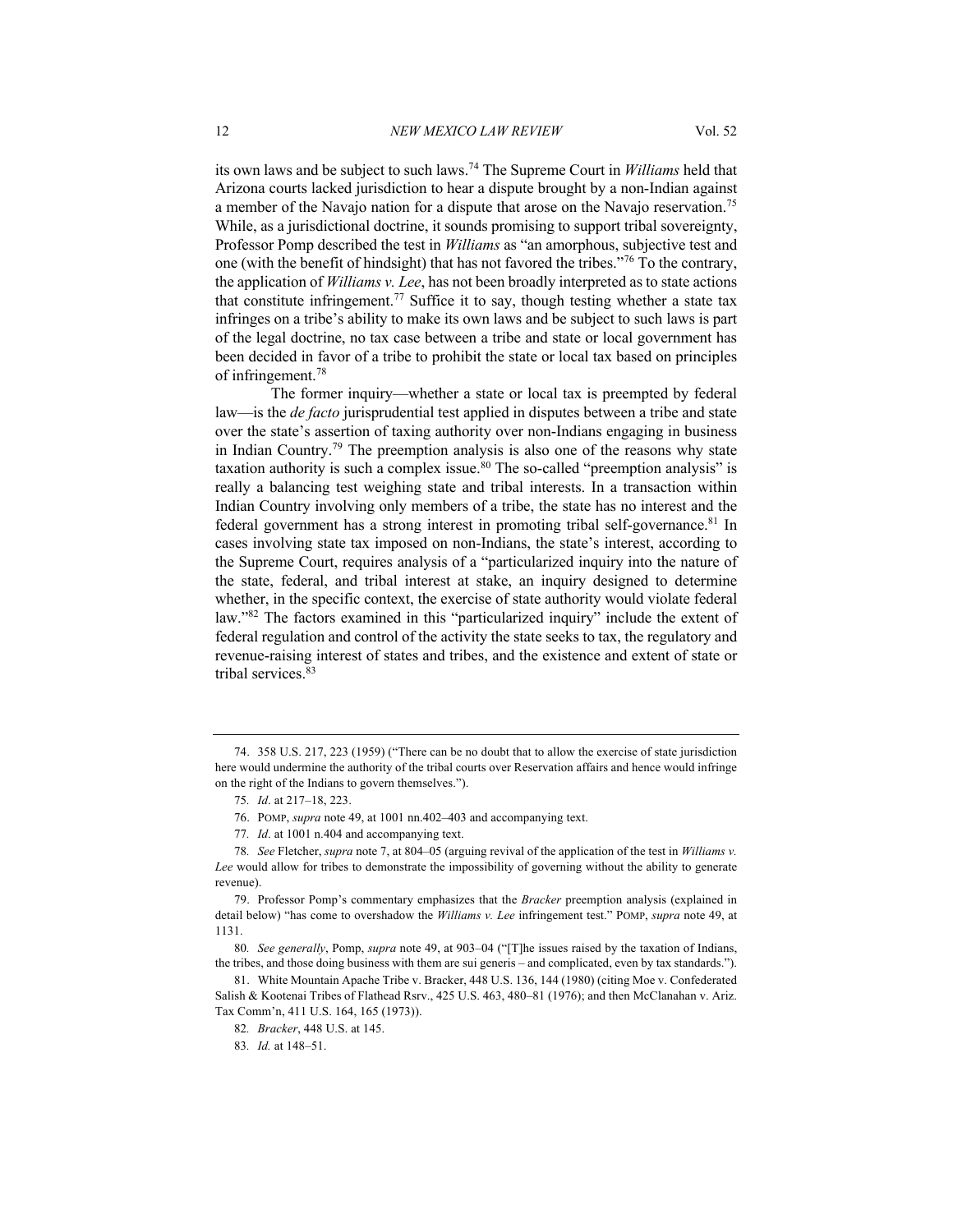its own laws and be subject to such laws.[74] The Supreme Court in *Williams* held that Arizona courts lacked jurisdiction to hear a dispute brought by a non-Indian against a member of the Navajo nation for a dispute that arose on the Navajo reservation.[75] While, as a jurisdictional doctrine, it sounds promising to support tribal sovereignty, Professor Pomp described the test in *Williams* as "an amorphous, subjective test and one (with the benefit of hindsight) that has not favored the tribes."[76] To the contrary, the application of *Williams v. Lee*, has not been broadly interpreted as to state actions that constitute infringement.[77] Suffice it to say, though testing whether a state tax infringes on a tribe's ability to make its own laws and be subject to such laws is part of the legal doctrine, no tax case between a tribe and state or local government has been decided in favor of a tribe to prohibit the state or local tax based on principles of infringement.[78]

The former inquiry—whether a state or local tax is preempted by federal law—is the *de facto* jurisprudential test applied in disputes between a tribe and state over the state's assertion of taxing authority over non-Indians engaging in business in Indian Country.[79] The preemption analysis is also one of the reasons why state taxation authority is such a complex issue.[80] The so-called "preemption analysis" is really a balancing test weighing state and tribal interests. In a transaction within Indian Country involving only members of a tribe, the state has no interest and the federal government has a strong interest in promoting tribal self-governance.[81] In cases involving state tax imposed on non-Indians, the state's interest, according to the Supreme Court, requires analysis of a "particularized inquiry into the nature of the state, federal, and tribal interest at stake, an inquiry designed to determine whether, in the specific context, the exercise of state authority would violate federal law."[82] The factors examined in this "particularized inquiry" include the extent of federal regulation and control of the activity the state seeks to tax, the regulatory and revenue-raising interest of states and tribes, and the existence and extent of state or tribal services.[83]

---

74. 358 U.S. 217, 223 (1959) ("There can be no doubt that to allow the exercise of state jurisdiction here would undermine the authority of the tribal courts over Reservation affairs and hence would infringe on the right of the Indians to govern themselves.").

75. *Id*. at 217–18, 223.

76. POMP, *supra* note 49, at 1001 nn.402–403 and accompanying text.

77. *Id*. at 1001 n.404 and accompanying text.

78. *See* Fletcher, *supra* note 7, at 804–05 (arguing revival of the application of the test in *Williams v. Lee* would allow for tribes to demonstrate the impossibility of governing without the ability to generate revenue).

79. Professor Pomp's commentary emphasizes that the *Bracker* preemption analysis (explained in detail below) "has come to overshadow the *Williams v. Lee* infringement test." POMP, *supra* note 49, at 1131.

80. *See generally*, Pomp, *supra* note 49, at 903–04 ("[T]he issues raised by the taxation of Indians, the tribes, and those doing business with them are sui generis – and complicated, even by tax standards.").

81. White Mountain Apache Tribe v. Bracker, 448 U.S. 136, 144 (1980) (citing Moe v. Confederated Salish & Kootenai Tribes of Flathead Rsrv., 425 U.S. 463, 480–81 (1976); and then McClanahan v. Ariz. Tax Comm'n, 411 U.S. 164, 165 (1973)).

82. *Bracker*, 448 U.S. at 145.

83. *Id.* at 148–51.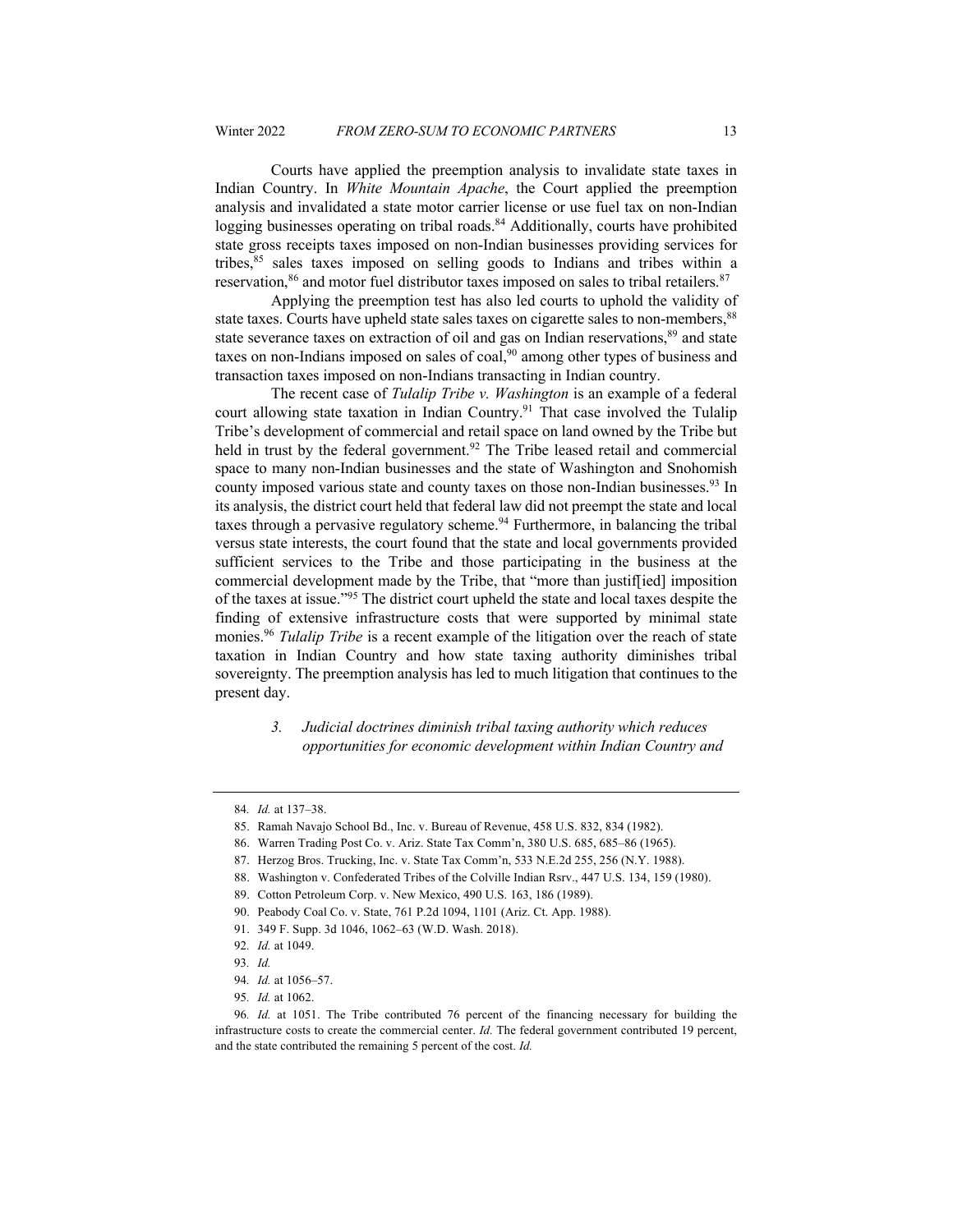Courts have applied the preemption analysis to invalidate state taxes in Indian Country. In *White Mountain Apache*, the Court applied the preemption analysis and invalidated a state motor carrier license or use fuel tax on non-Indian logging businesses operating on tribal roads.[84] Additionally, courts have prohibited state gross receipts taxes imposed on non-Indian businesses providing services for tribes,[85] sales taxes imposed on selling goods to Indians and tribes within a reservation,[86] and motor fuel distributor taxes imposed on sales to tribal retailers.[87]

Applying the preemption test has also led courts to uphold the validity of state taxes. Courts have upheld state sales taxes on cigarette sales to non-members,[88] state severance taxes on extraction of oil and gas on Indian reservations,[89] and state taxes on non-Indians imposed on sales of coal,[90] among other types of business and transaction taxes imposed on non-Indians transacting in Indian country.

The recent case of *Tulalip Tribe v. Washington* is an example of a federal court allowing state taxation in Indian Country.[91] That case involved the Tulalip Tribe's development of commercial and retail space on land owned by the Tribe but held in trust by the federal government.[92] The Tribe leased retail and commercial space to many non-Indian businesses and the state of Washington and Snohomish county imposed various state and county taxes on those non-Indian businesses.[93] In its analysis, the district court held that federal law did not preempt the state and local taxes through a pervasive regulatory scheme.[94] Furthermore, in balancing the tribal versus state interests, the court found that the state and local governments provided sufficient services to the Tribe and those participating in the business at the commercial development made by the Tribe, that "more than justif[ied] imposition of the taxes at issue."[95] The district court upheld the state and local taxes despite the finding of extensive infrastructure costs that were supported by minimal state monies.[96] *Tulalip Tribe* is a recent example of the litigation over the reach of state taxation in Indian Country and how state taxing authority diminishes tribal sovereignty. The preemption analysis has led to much litigation that continues to the present day.

> 3. *Judicial doctrines diminish tribal taxing authority which reduces opportunities for economic development within Indian Country and*

---

84. *Id.* at 137–38.

85. Ramah Navajo School Bd., Inc. v. Bureau of Revenue, 458 U.S. 832, 834 (1982).

86. Warren Trading Post Co. v. Ariz. State Tax Comm'n, 380 U.S. 685, 685–86 (1965).

87. Herzog Bros. Trucking, Inc. v. State Tax Comm'n, 533 N.E.2d 255, 256 (N.Y. 1988).

88. Washington v. Confederated Tribes of the Colville Indian Rsrv., 447 U.S. 134, 159 (1980).

89. Cotton Petroleum Corp. v. New Mexico, 490 U.S. 163, 186 (1989).

90. Peabody Coal Co. v. State, 761 P.2d 1094, 1101 (Ariz. Ct. App. 1988).

91. 349 F. Supp. 3d 1046, 1062–63 (W.D. Wash. 2018).

92. *Id.* at 1049.

93. *Id.*

94. *Id.* at 1056–57.

95. *Id.* at 1062.

96. *Id.* at 1051. The Tribe contributed 76 percent of the financing necessary for building the infrastructure costs to create the commercial center. *Id.* The federal government contributed 19 percent, and the state contributed the remaining 5 percent of the cost. *Id.*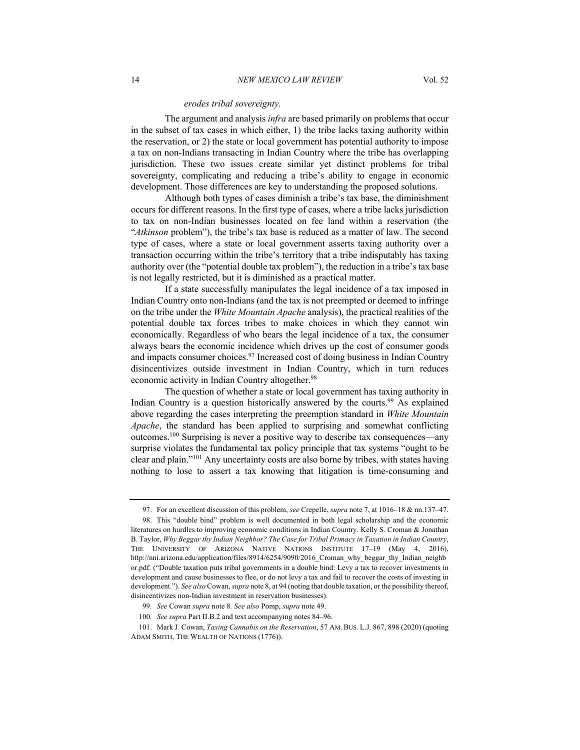*erodes tribal sovereignty.*

The argument and analysis *infra* are based primarily on problems that occur in the subset of tax cases in which either, 1) the tribe lacks taxing authority within the reservation, or 2) the state or local government has potential authority to impose a tax on non-Indians transacting in Indian Country where the tribe has overlapping jurisdiction. These two issues create similar yet distinct problems for tribal sovereignty, complicating and reducing a tribe's ability to engage in economic development. Those differences are key to understanding the proposed solutions.

Although both types of cases diminish a tribe's tax base, the diminishment occurs for different reasons. In the first type of cases, where a tribe lacks jurisdiction to tax on non-Indian businesses located on fee land within a reservation (the "*Atkinson* problem"), the tribe's tax base is reduced as a matter of law. The second type of cases, where a state or local government asserts taxing authority over a transaction occurring within the tribe's territory that a tribe indisputably has taxing authority over (the "potential double tax problem"), the reduction in a tribe's tax base is not legally restricted, but it is diminished as a practical matter.

If a state successfully manipulates the legal incidence of a tax imposed in Indian Country onto non-Indians (and the tax is not preempted or deemed to infringe on the tribe under the *White Mountain Apache* analysis), the practical realities of the potential double tax forces tribes to make choices in which they cannot win economically. Regardless of who bears the legal incidence of a tax, the consumer always bears the economic incidence which drives up the cost of consumer goods and impacts consumer choices.[97] Increased cost of doing business in Indian Country disincentivizes outside investment in Indian Country, which in turn reduces economic activity in Indian Country altogether.[98]

The question of whether a state or local government has taxing authority in Indian Country is a question historically answered by the courts.[99] As explained above regarding the cases interpreting the preemption standard in *White Mountain Apache*, the standard has been applied to surprising and somewhat conflicting outcomes.[100] Surprising is never a positive way to describe tax consequences—any surprise violates the fundamental tax policy principle that tax systems "ought to be clear and plain."[101] Any uncertainty costs are also borne by tribes, with states having nothing to lose to assert a tax knowing that litigation is time-consuming and

---

97. For an excellent discussion of this problem, *see* Crepelle, *supra* note 7, at 1016–18 & nn.137–47.

98. This "double bind" problem is well documented in both legal scholarship and the economic literatures on hurdles to improving economic conditions in Indian Country. Kelly S. Croman & Jonathan B. Taylor, *Why Beggar thy Indian Neighbor? The Case for Tribal Primacy in Taxation in Indian Country*, THE UNIVERSITY OF ARIZONA NATIVE NATIONS INSTITUTE 17–19 (May 4, 2016), http://nni.arizona.edu/application/files/8914/6254/9090/2016_Croman_why_beggar_thy_Indian_neighbor.pdf. ("Double taxation puts tribal governments in a double bind: Levy a tax to recover investments in development and cause businesses to flee, or do not levy a tax and fail to recover the costs of investing in development."). *See also* Cowan, *supra* note 8, at 94 (noting that double taxation, or the possibility thereof, disincentivizes non-Indian investment in reservation businesses).

99. *See* Cowan *supra* note 8*. See also* Pomp, *supra* note 49.

100. *See supra* Part II.B.2 and text accompanying notes 84–96.

101. Mark J. Cowan, *Taxing Cannabis on the Reservation*, 57 AM. BUS. L.J. 867, 898 (2020) (quoting ADAM SMITH, THE WEALTH OF NATIONS (1776)).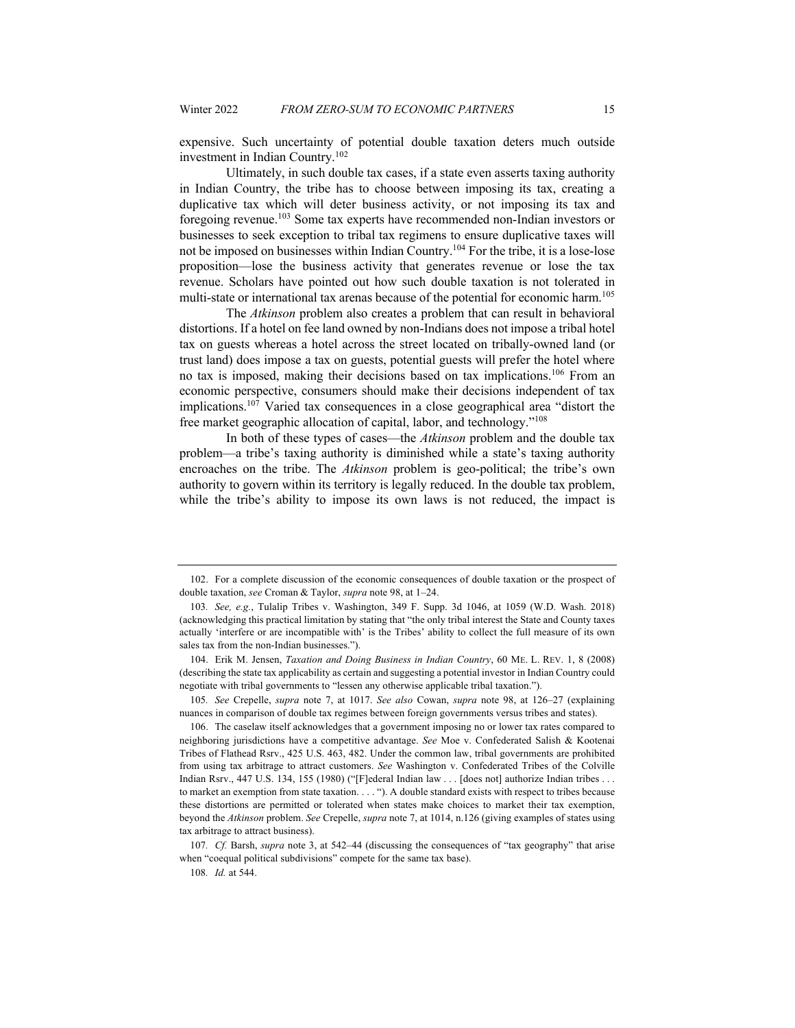expensive. Such uncertainty of potential double taxation deters much outside investment in Indian Country.[102]

Ultimately, in such double tax cases, if a state even asserts taxing authority in Indian Country, the tribe has to choose between imposing its tax, creating a duplicative tax which will deter business activity, or not imposing its tax and foregoing revenue.[103] Some tax experts have recommended non-Indian investors or businesses to seek exception to tribal tax regimens to ensure duplicative taxes will not be imposed on businesses within Indian Country.[104] For the tribe, it is a lose-lose proposition—lose the business activity that generates revenue or lose the tax revenue. Scholars have pointed out how such double taxation is not tolerated in multi-state or international tax arenas because of the potential for economic harm.[105]

The *Atkinson* problem also creates a problem that can result in behavioral distortions. If a hotel on fee land owned by non-Indians does not impose a tribal hotel tax on guests whereas a hotel across the street located on tribally-owned land (or trust land) does impose a tax on guests, potential guests will prefer the hotel where no tax is imposed, making their decisions based on tax implications.[106] From an economic perspective, consumers should make their decisions independent of tax implications.[107] Varied tax consequences in a close geographical area "distort the free market geographic allocation of capital, labor, and technology."[108]

In both of these types of cases—the *Atkinson* problem and the double tax problem—a tribe's taxing authority is diminished while a state's taxing authority encroaches on the tribe. The *Atkinson* problem is geo-political; the tribe's own authority to govern within its territory is legally reduced. In the double tax problem, while the tribe's ability to impose its own laws is not reduced, the impact is

---

102. For a complete discussion of the economic consequences of double taxation or the prospect of double taxation, *see* Croman & Taylor, *supra* note 98, at 1–24.

103. *See, e.g.*, Tulalip Tribes v. Washington, 349 F. Supp. 3d 1046, at 1059 (W.D. Wash. 2018) (acknowledging this practical limitation by stating that "the only tribal interest the State and County taxes actually 'interfere or are incompatible with' is the Tribes' ability to collect the full measure of its own sales tax from the non-Indian businesses.").

104. Erik M. Jensen, *Taxation and Doing Business in Indian Country*, 60 ME. L. REV. 1, 8 (2008) (describing the state tax applicability as certain and suggesting a potential investor in Indian Country could negotiate with tribal governments to "lessen any otherwise applicable tribal taxation.").

105. *See* Crepelle, *supra* note 7, at 1017. *See also* Cowan, *supra* note 98, at 126–27 (explaining nuances in comparison of double tax regimes between foreign governments versus tribes and states).

106. The caselaw itself acknowledges that a government imposing no or lower tax rates compared to neighboring jurisdictions have a competitive advantage. *See* Moe v. Confederated Salish & Kootenai Tribes of Flathead Rsrv., 425 U.S. 463, 482. Under the common law, tribal governments are prohibited from using tax arbitrage to attract customers. *See* Washington v. Confederated Tribes of the Colville Indian Rsrv., 447 U.S. 134, 155 (1980) ("[F]ederal Indian law . . . [does not] authorize Indian tribes . . . to market an exemption from state taxation. . . . "). A double standard exists with respect to tribes because these distortions are permitted or tolerated when states make choices to market their tax exemption, beyond the *Atkinson* problem. *See* Crepelle, *supra* note 7, at 1014, n.126 (giving examples of states using tax arbitrage to attract business).

107. *Cf.* Barsh, *supra* note 3, at 542–44 (discussing the consequences of "tax geography" that arise when "coequal political subdivisions" compete for the same tax base).

108. *Id.* at 544.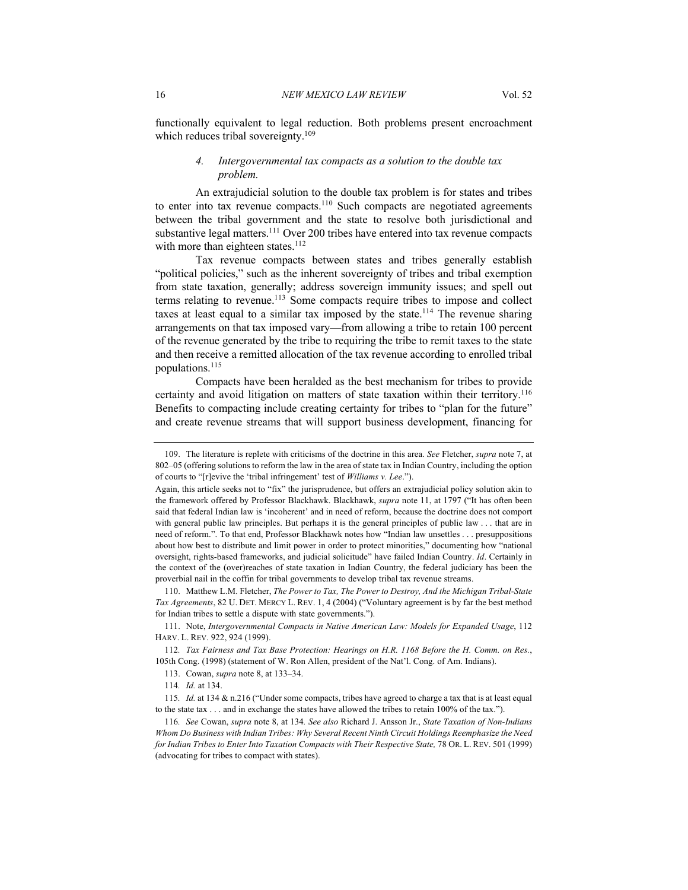functionally equivalent to legal reduction. Both problems present encroachment which reduces tribal sovereignty.[109]

#### *4. Intergovernmental tax compacts as a solution to the double tax problem.*

An extrajudicial solution to the double tax problem is for states and tribes to enter into tax revenue compacts.[110] Such compacts are negotiated agreements between the tribal government and the state to resolve both jurisdictional and substantive legal matters.[111] Over 200 tribes have entered into tax revenue compacts with more than eighteen states.[112]

Tax revenue compacts between states and tribes generally establish "political policies," such as the inherent sovereignty of tribes and tribal exemption from state taxation, generally; address sovereign immunity issues; and spell out terms relating to revenue.[113] Some compacts require tribes to impose and collect taxes at least equal to a similar tax imposed by the state.[114] The revenue sharing arrangements on that tax imposed vary—from allowing a tribe to retain 100 percent of the revenue generated by the tribe to requiring the tribe to remit taxes to the state and then receive a remitted allocation of the tax revenue according to enrolled tribal populations.[115]

Compacts have been heralded as the best mechanism for tribes to provide certainty and avoid litigation on matters of state taxation within their territory.[116] Benefits to compacting include creating certainty for tribes to "plan for the future" and create revenue streams that will support business development, financing for

---

109. The literature is replete with criticisms of the doctrine in this area. *See* Fletcher, *supra* note 7, at 802–05 (offering solutions to reform the law in the area of state tax in Indian Country, including the option of courts to "[r]evive the 'tribal infringement' test of *Williams v. Lee*.").

Again, this article seeks not to "fix" the jurisprudence, but offers an extrajudicial policy solution akin to the framework offered by Professor Blackhawk. Blackhawk, *supra* note 11, at 1797 ("It has often been said that federal Indian law is 'incoherent' and in need of reform, because the doctrine does not comport with general public law principles. But perhaps it is the general principles of public law . . . that are in need of reform.". To that end, Professor Blackhawk notes how "Indian law unsettles . . . presuppositions about how best to distribute and limit power in order to protect minorities," documenting how "national oversight, rights-based frameworks, and judicial solicitude" have failed Indian Country. *Id*. Certainly in the context of the (over)reaches of state taxation in Indian Country, the federal judiciary has been the proverbial nail in the coffin for tribal governments to develop tribal tax revenue streams.

110. Matthew L.M. Fletcher, *The Power to Tax, The Power to Destroy, And the Michigan Tribal-State Tax Agreements*, 82 U. DET. MERCY L. REV. 1, 4 (2004) ("Voluntary agreement is by far the best method for Indian tribes to settle a dispute with state governments.").

111. Note, *Intergovernmental Compacts in Native American Law: Models for Expanded Usage*, 112 HARV. L. REV. 922, 924 (1999).

112. *Tax Fairness and Tax Base Protection: Hearings on H.R. 1168 Before the H. Comm. on Res.*, 105th Cong. (1998) (statement of W. Ron Allen, president of the Nat'l. Cong. of Am. Indians).

113. Cowan, *supra* note 8, at 133–34.

114. *Id.* at 134.

115. *Id.* at 134 & n.216 ("Under some compacts, tribes have agreed to charge a tax that is at least equal to the state tax . . . and in exchange the states have allowed the tribes to retain 100% of the tax.").

116. *See* Cowan, *supra* note 8, at 134*. See also* Richard J. Ansson Jr., *State Taxation of Non-Indians Whom Do Business with Indian Tribes: Why Several Recent Ninth Circuit Holdings Reemphasize the Need for Indian Tribes to Enter Into Taxation Compacts with Their Respective State,* 78 OR. L. REV. 501 (1999) (advocating for tribes to compact with states).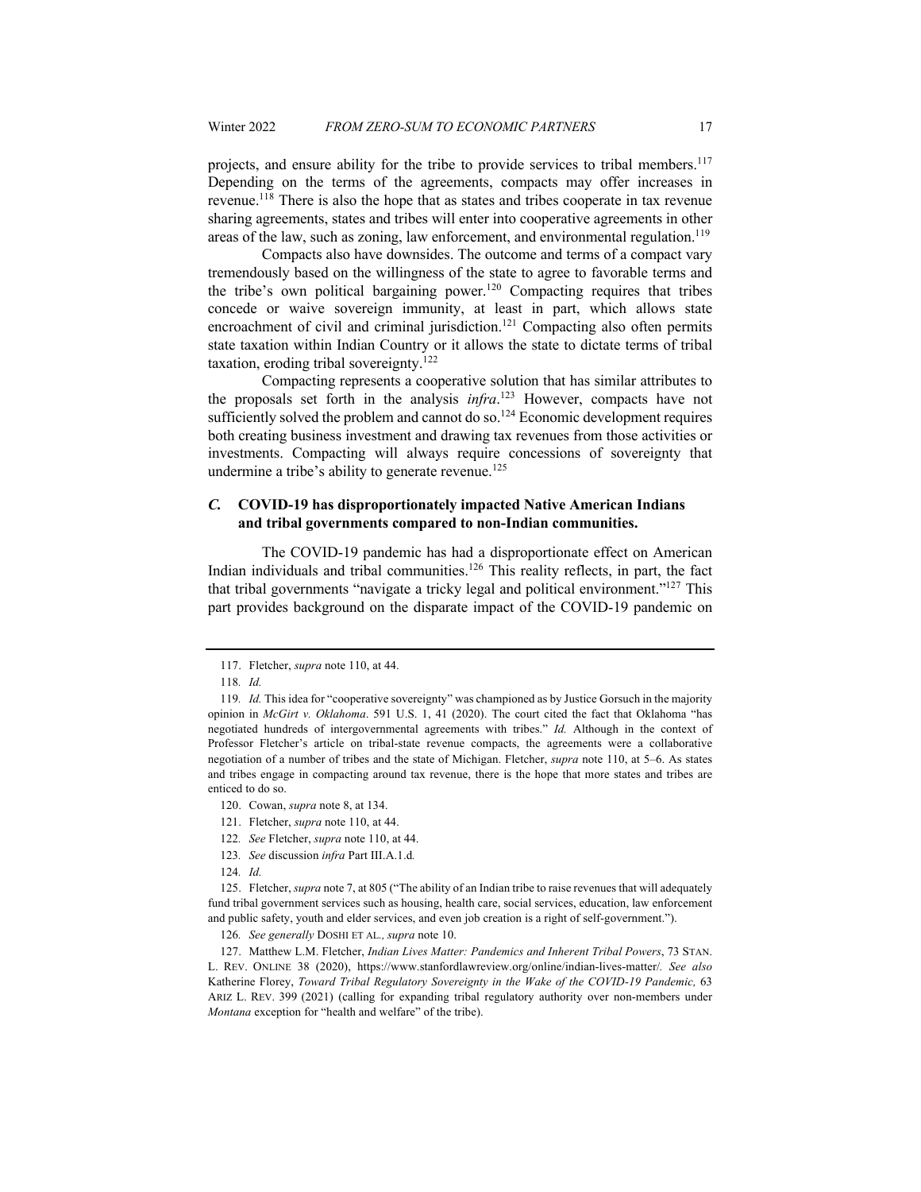projects, and ensure ability for the tribe to provide services to tribal members.[117] Depending on the terms of the agreements, compacts may offer increases in revenue.[118] There is also the hope that as states and tribes cooperate in tax revenue sharing agreements, states and tribes will enter into cooperative agreements in other areas of the law, such as zoning, law enforcement, and environmental regulation.[119]

Compacts also have downsides. The outcome and terms of a compact vary tremendously based on the willingness of the state to agree to favorable terms and the tribe's own political bargaining power.[120] Compacting requires that tribes concede or waive sovereign immunity, at least in part, which allows state encroachment of civil and criminal jurisdiction.[121] Compacting also often permits state taxation within Indian Country or it allows the state to dictate terms of tribal taxation, eroding tribal sovereignty.[122]

Compacting represents a cooperative solution that has similar attributes to the proposals set forth in the analysis *infra*.[123] However, compacts have not sufficiently solved the problem and cannot do so.[124] Economic development requires both creating business investment and drawing tax revenues from those activities or investments. Compacting will always require concessions of sovereignty that undermine a tribe's ability to generate revenue.[125]

### *C.* COVID-19 has disproportionately impacted Native American Indians and tribal governments compared to non-Indian communities.

The COVID-19 pandemic has had a disproportionate effect on American Indian individuals and tribal communities.[126] This reality reflects, in part, the fact that tribal governments "navigate a tricky legal and political environment."[127] This part provides background on the disparate impact of the COVID-19 pandemic on

---

117. Fletcher, *supra* note 110, at 44.

118. *Id.*

119. *Id.* This idea for "cooperative sovereignty" was championed as by Justice Gorsuch in the majority opinion in *McGirt v. Oklahoma*. 591 U.S. 1, 41 (2020). The court cited the fact that Oklahoma "has negotiated hundreds of intergovernmental agreements with tribes." *Id.* Although in the context of Professor Fletcher's article on tribal-state revenue compacts, the agreements were a collaborative negotiation of a number of tribes and the state of Michigan. Fletcher, *supra* note 110, at 5–6. As states and tribes engage in compacting around tax revenue, there is the hope that more states and tribes are enticed to do so.

120. Cowan, *supra* note 8, at 134.

121. Fletcher, *supra* note 110, at 44.

122. *See* Fletcher, *supra* note 110, at 44.

123. *See* discussion *infra* Part III.A.1.d*.*

124. *Id.*

125. Fletcher, *supra* note 7, at 805 ("The ability of an Indian tribe to raise revenues that will adequately fund tribal government services such as housing, health care, social services, education, law enforcement and public safety, youth and elder services, and even job creation is a right of self-government.").

126. *See generally* DOSHI ET AL.*, supra* note 10.

127. Matthew L.M. Fletcher, *Indian Lives Matter: Pandemics and Inherent Tribal Powers*, 73 STAN. L. REV. ONLINE 38 (2020), https://www.stanfordlawreview.org/online/indian-lives-matter/*. See also* Katherine Florey, *Toward Tribal Regulatory Sovereignty in the Wake of the COVID-19 Pandemic,* 63 ARIZ L. REV. 399 (2021) (calling for expanding tribal regulatory authority over non-members under *Montana* exception for "health and welfare" of the tribe).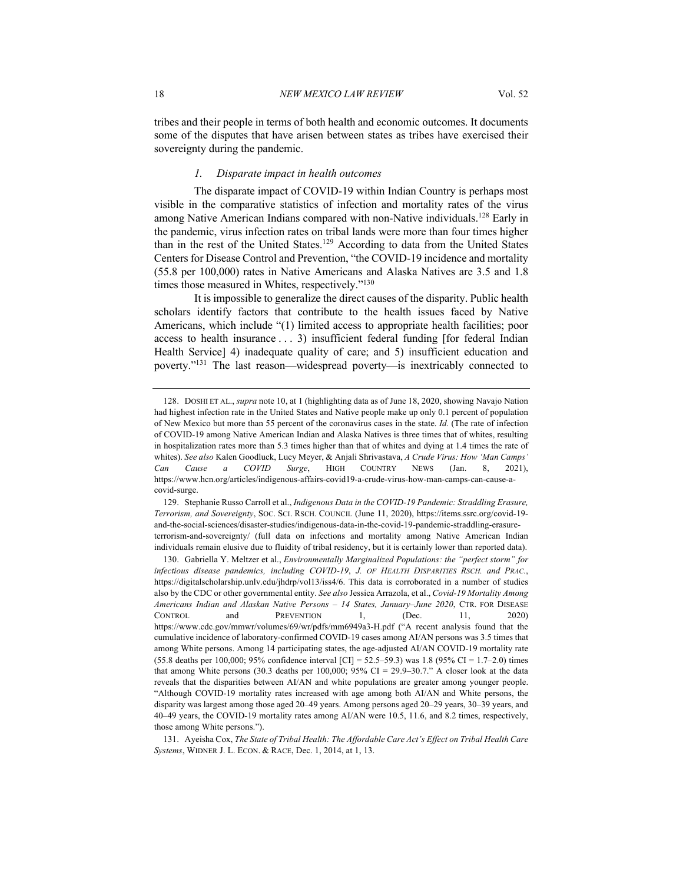tribes and their people in terms of both health and economic outcomes. It documents some of the disputes that have arisen between states as tribes have exercised their sovereignty during the pandemic.

### *1. Disparate impact in health outcomes*

The disparate impact of COVID-19 within Indian Country is perhaps most visible in the comparative statistics of infection and mortality rates of the virus among Native American Indians compared with non-Native individuals.[128] Early in the pandemic, virus infection rates on tribal lands were more than four times higher than in the rest of the United States.[129] According to data from the United States Centers for Disease Control and Prevention, "the COVID-19 incidence and mortality (55.8 per 100,000) rates in Native Americans and Alaska Natives are 3.5 and 1.8 times those measured in Whites, respectively."[130]

It is impossible to generalize the direct causes of the disparity. Public health scholars identify factors that contribute to the health issues faced by Native Americans, which include "(1) limited access to appropriate health facilities; poor access to health insurance . . . 3) insufficient federal funding [for federal Indian Health Service] 4) inadequate quality of care; and 5) insufficient education and poverty."[131] The last reason—widespread poverty—is inextricably connected to

---

128. DOSHI ET AL., *supra* note 10, at 1 (highlighting data as of June 18, 2020, showing Navajo Nation had highest infection rate in the United States and Native people make up only 0.1 percent of population of New Mexico but more than 55 percent of the coronavirus cases in the state. *Id.* (The rate of infection of COVID-19 among Native American Indian and Alaska Natives is three times that of whites, resulting in hospitalization rates more than 5.3 times higher than that of whites and dying at 1.4 times the rate of whites). *See also* Kalen Goodluck, Lucy Meyer, & Anjali Shrivastava, *A Crude Virus: How 'Man Camps' Can Cause a COVID Surge*, HIGH COUNTRY NEWS (Jan. 8, 2021), https://www.hcn.org/articles/indigenous-affairs-covid19-a-crude-virus-how-man-camps-can-cause-a-covid-surge.

129. Stephanie Russo Carroll et al., *Indigenous Data in the COVID-19 Pandemic: Straddling Erasure, Terrorism, and Sovereignty*, SOC. SCI. RSCH. COUNCIL (June 11, 2020), https://items.ssrc.org/covid-19-and-the-social-sciences/disaster-studies/indigenous-data-in-the-covid-19-pandemic-straddling-erasure-terrorism-and-sovereignty/ (full data on infections and mortality among Native American Indian individuals remain elusive due to fluidity of tribal residency, but it is certainly lower than reported data).

130. Gabriella Y. Meltzer et al., *Environmentally Marginalized Populations: the "perfect storm" for infectious disease pandemics, including COVID-19*, J. OF HEALTH DISPARITIES RSCH. and PRAC., https://digitalscholarship.unlv.edu/jhdrp/vol13/iss4/6. This data is corroborated in a number of studies also by the CDC or other governmental entity. *See also* Jessica Arrazola, et al., *Covid-19 Mortality Among Americans Indian and Alaskan Native Persons – 14 States, January–June 2020*, CTR. FOR DISEASE CONTROL and PREVENTION 1, (Dec. 11, 2020) https://www.cdc.gov/mmwr/volumes/69/wr/pdfs/mm6949a3-H.pdf ("A recent analysis found that the cumulative incidence of laboratory-confirmed COVID-19 cases among AI/AN persons was 3.5 times that among White persons. Among 14 participating states, the age-adjusted AI/AN COVID-19 mortality rate (55.8 deaths per 100,000; 95% confidence interval [CI] = 52.5–59.3) was 1.8 (95% CI = 1.7–2.0) times that among White persons (30.3 deaths per 100,000; 95% CI = 29.9–30.7." A closer look at the data reveals that the disparities between AI/AN and white populations are greater among younger people. "Although COVID-19 mortality rates increased with age among both AI/AN and White persons, the disparity was largest among those aged 20–49 years. Among persons aged 20–29 years, 30–39 years, and 40–49 years, the COVID-19 mortality rates among AI/AN were 10.5, 11.6, and 8.2 times, respectively, those among White persons.").

131. Ayeisha Cox, *The State of Tribal Health: The Affordable Care Act's Effect on Tribal Health Care Systems*, WIDNER J. L. ECON. & RACE, Dec. 1, 2014, at 1, 13.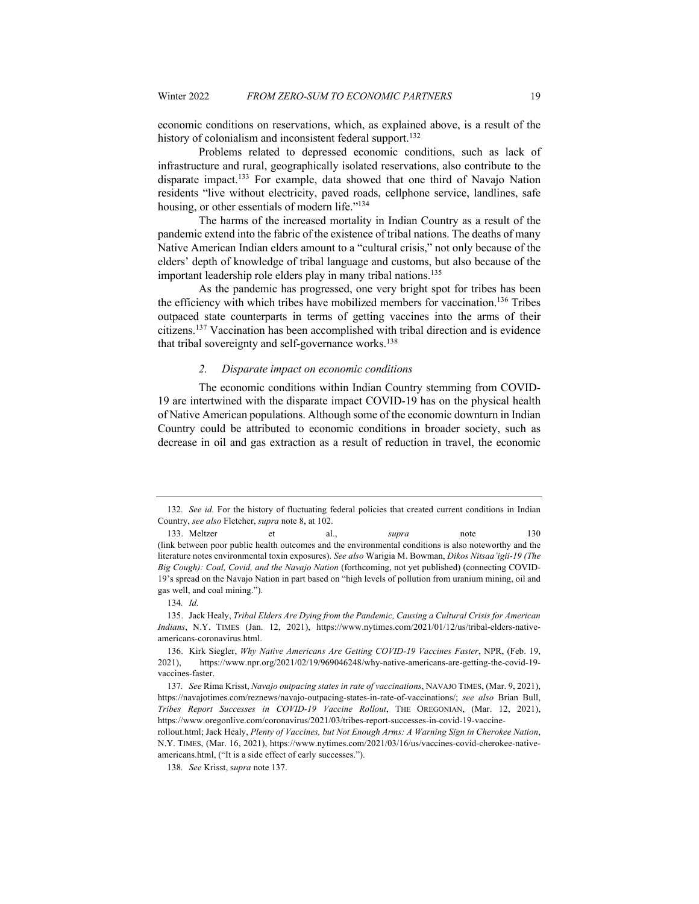economic conditions on reservations, which, as explained above, is a result of the history of colonialism and inconsistent federal support.[132]

Problems related to depressed economic conditions, such as lack of infrastructure and rural, geographically isolated reservations, also contribute to the disparate impact.[133] For example, data showed that one third of Navajo Nation residents "live without electricity, paved roads, cellphone service, landlines, safe housing, or other essentials of modern life."[134]

The harms of the increased mortality in Indian Country as a result of the pandemic extend into the fabric of the existence of tribal nations. The deaths of many Native American Indian elders amount to a "cultural crisis," not only because of the elders' depth of knowledge of tribal language and customs, but also because of the important leadership role elders play in many tribal nations.[135]

As the pandemic has progressed, one very bright spot for tribes has been the efficiency with which tribes have mobilized members for vaccination.[136] Tribes outpaced state counterparts in terms of getting vaccines into the arms of their citizens.[137] Vaccination has been accomplished with tribal direction and is evidence that tribal sovereignty and self-governance works.[138]

*2. Disparate impact on economic conditions*

The economic conditions within Indian Country stemming from COVID-19 are intertwined with the disparate impact COVID-19 has on the physical health of Native American populations. Although some of the economic downturn in Indian Country could be attributed to economic conditions in broader society, such as decrease in oil and gas extraction as a result of reduction in travel, the economic

---

132. *See id.* For the history of fluctuating federal policies that created current conditions in Indian Country, *see also* Fletcher, *supra* note 8, at 102.

133. Meltzer et al., *supra* note 130 (link between poor public health outcomes and the environmental conditions is also noteworthy and the literature notes environmental toxin exposures). *See also* Warigia M. Bowman, *Dikos Nitsaa'igii-19 (The Big Cough): Coal, Covid, and the Navajo Nation* (forthcoming, not yet published) (connecting COVID-19's spread on the Navajo Nation in part based on "high levels of pollution from uranium mining, oil and gas well, and coal mining.").

134. *Id.*

135. Jack Healy, *Tribal Elders Are Dying from the Pandemic, Causing a Cultural Crisis for American Indians*, N.Y. TIMES (Jan. 12, 2021), https://www.nytimes.com/2021/01/12/us/tribal-elders-native-americans-coronavirus.html.

136. Kirk Siegler, *Why Native Americans Are Getting COVID-19 Vaccines Faster*, NPR, (Feb. 19, 2021), https://www.npr.org/2021/02/19/969046248/why-native-americans-are-getting-the-covid-19-vaccines-faster.

137. *See* Rima Krisst, *Navajo outpacing states in rate of vaccinations*, NAVAJO TIMES, (Mar. 9, 2021), https://navajotimes.com/reznews/navajo-outpacing-states-in-rate-of-vaccinations/; *see also* Brian Bull, *Tribes Report Successes in COVID-19 Vaccine Rollout*, THE OREGONIAN, (Mar. 12, 2021), https://www.oregonlive.com/coronavirus/2021/03/tribes-report-successes-in-covid-19-vaccine-rollout.html; Jack Healy, *Plenty of Vaccines, but Not Enough Arms: A Warning Sign in Cherokee Nation*, N.Y. TIMES, (Mar. 16, 2021), https://www.nytimes.com/2021/03/16/us/vaccines-covid-cherokee-native-americans.html, ("It is a side effect of early successes.").

138. *See* Krisst, *supra* note 137.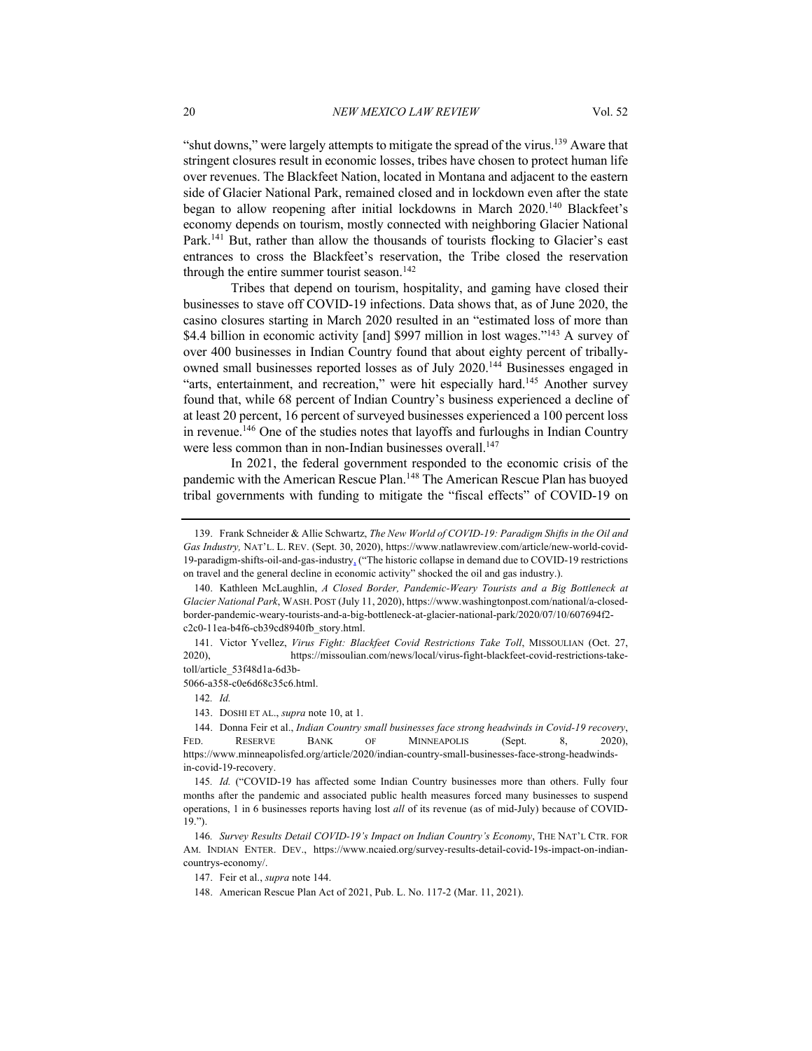"shut downs," were largely attempts to mitigate the spread of the virus.[139] Aware that stringent closures result in economic losses, tribes have chosen to protect human life over revenues. The Blackfeet Nation, located in Montana and adjacent to the eastern side of Glacier National Park, remained closed and in lockdown even after the state began to allow reopening after initial lockdowns in March 2020.[140] Blackfeet's economy depends on tourism, mostly connected with neighboring Glacier National Park.[141] But, rather than allow the thousands of tourists flocking to Glacier's east entrances to cross the Blackfeet's reservation, the Tribe closed the reservation through the entire summer tourist season.[142]

Tribes that depend on tourism, hospitality, and gaming have closed their businesses to stave off COVID-19 infections. Data shows that, as of June 2020, the casino closures starting in March 2020 resulted in an "estimated loss of more than $4.4 billion in economic activity [and] $997 million in lost wages."[143] A survey of over 400 businesses in Indian Country found that about eighty percent of tribally-owned small businesses reported losses as of July 2020.[144] Businesses engaged in "arts, entertainment, and recreation," were hit especially hard.[145] Another survey found that, while 68 percent of Indian Country's business experienced a decline of at least 20 percent, 16 percent of surveyed businesses experienced a 100 percent loss in revenue.[146] One of the studies notes that layoffs and furloughs in Indian Country were less common than in non-Indian businesses overall.[147]

In 2021, the federal government responded to the economic crisis of the pandemic with the American Rescue Plan.[148] The American Rescue Plan has buoyed tribal governments with funding to mitigate the "fiscal effects" of COVID-19 on

---

139. Frank Schneider & Allie Schwartz, *The New World of COVID-19: Paradigm Shifts in the Oil and Gas Industry,* NAT'L L. REV. (Sept. 30, 2020), https://www.natlawreview.com/article/new-world-covid-19-paradigm-shifts-oil-and-gas-industry, ("The historic collapse in demand due to COVID-19 restrictions on travel and the general decline in economic activity" shocked the oil and gas industry.).

140. Kathleen McLaughlin, *A Closed Border, Pandemic-Weary Tourists and a Big Bottleneck at Glacier National Park*, WASH. POST (July 11, 2020), https://www.washingtonpost.com/national/a-closed-border-pandemic-weary-tourists-and-a-big-bottleneck-at-glacier-national-park/2020/07/10/607694f2-c2c0-11ea-b4f6-cb39cd8940fb_story.html.

141. Victor Yvellez, *Virus Fight: Blackfeet Covid Restrictions Take Toll*, MISSOULIAN (Oct. 27, 2020), https://missoulian.com/news/local/virus-fight-blackfeet-covid-restrictions-take-toll/article_53f48d1a-6d3b-5066-a358-c0e6d68c35c6.html.

142. *Id.*

143. DOSHI ET AL., *supra* note 10, at 1.

144. Donna Feir et al., *Indian Country small businesses face strong headwinds in Covid-19 recovery*, FED. RESERVE BANK OF MINNEAPOLIS (Sept. 8, 2020), https://www.minneapolisfed.org/article/2020/indian-country-small-businesses-face-strong-headwinds-in-covid-19-recovery.

145. *Id.* ("COVID-19 has affected some Indian Country businesses more than others. Fully four months after the pandemic and associated public health measures forced many businesses to suspend operations, 1 in 6 businesses reports having lost *all* of its revenue (as of mid-July) because of COVID-19.").

146. *Survey Results Detail COVID-19's Impact on Indian Country's Economy*, THE NAT'L CTR. FOR AM. INDIAN ENTER. DEV., https://www.ncaied.org/survey-results-detail-covid-19s-impact-on-indian-countrys-economy/.

147. Feir et al., *supra* note 144.

148. American Rescue Plan Act of 2021, Pub. L. No. 117-2 (Mar. 11, 2021).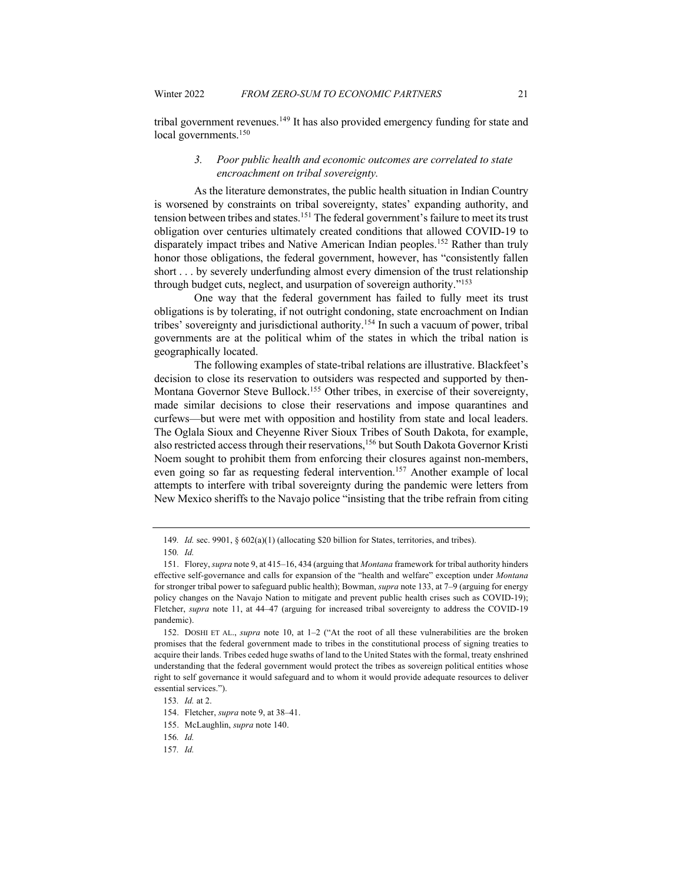tribal government revenues.[149] It has also provided emergency funding for state and local governments.[150]

### *3. Poor public health and economic outcomes are correlated to state encroachment on tribal sovereignty.*

As the literature demonstrates, the public health situation in Indian Country is worsened by constraints on tribal sovereignty, states' expanding authority, and tension between tribes and states.[151] The federal government's failure to meet its trust obligation over centuries ultimately created conditions that allowed COVID-19 to disparately impact tribes and Native American Indian peoples.[152] Rather than truly honor those obligations, the federal government, however, has "consistently fallen short . . . by severely underfunding almost every dimension of the trust relationship through budget cuts, neglect, and usurpation of sovereign authority."[153]

One way that the federal government has failed to fully meet its trust obligations is by tolerating, if not outright condoning, state encroachment on Indian tribes' sovereignty and jurisdictional authority.[154] In such a vacuum of power, tribal governments are at the political whim of the states in which the tribal nation is geographically located.

The following examples of state-tribal relations are illustrative. Blackfeet's decision to close its reservation to outsiders was respected and supported by then-Montana Governor Steve Bullock.[155] Other tribes, in exercise of their sovereignty, made similar decisions to close their reservations and impose quarantines and curfews—but were met with opposition and hostility from state and local leaders. The Oglala Sioux and Cheyenne River Sioux Tribes of South Dakota, for example, also restricted access through their reservations,[156] but South Dakota Governor Kristi Noem sought to prohibit them from enforcing their closures against non-members, even going so far as requesting federal intervention.[157] Another example of local attempts to interfere with tribal sovereignty during the pandemic were letters from New Mexico sheriffs to the Navajo police "insisting that the tribe refrain from citing

---

149. *Id.* sec. 9901, § 602(a)(1) (allocating $20 billion for States, territories, and tribes).

150. *Id.*

151. Florey, *supra* note 9, at 415–16, 434 (arguing that *Montana* framework for tribal authority hinders effective self-governance and calls for expansion of the "health and welfare" exception under *Montana* for stronger tribal power to safeguard public health); Bowman, *supra* note 133, at 7–9 (arguing for energy policy changes on the Navajo Nation to mitigate and prevent public health crises such as COVID-19); Fletcher, *supra* note 11, at 44–47 (arguing for increased tribal sovereignty to address the COVID-19 pandemic).

152. DOSHI ET AL., *supra* note 10, at 1–2 ("At the root of all these vulnerabilities are the broken promises that the federal government made to tribes in the constitutional process of signing treaties to acquire their lands. Tribes ceded huge swaths of land to the United States with the formal, treaty enshrined understanding that the federal government would protect the tribes as sovereign political entities whose right to self governance it would safeguard and to whom it would provide adequate resources to deliver essential services.").

153. *Id.* at 2.

154. Fletcher, *supra* note 9, at 38–41.

155. McLaughlin, *supra* note 140.

156. *Id.*

157. *Id.*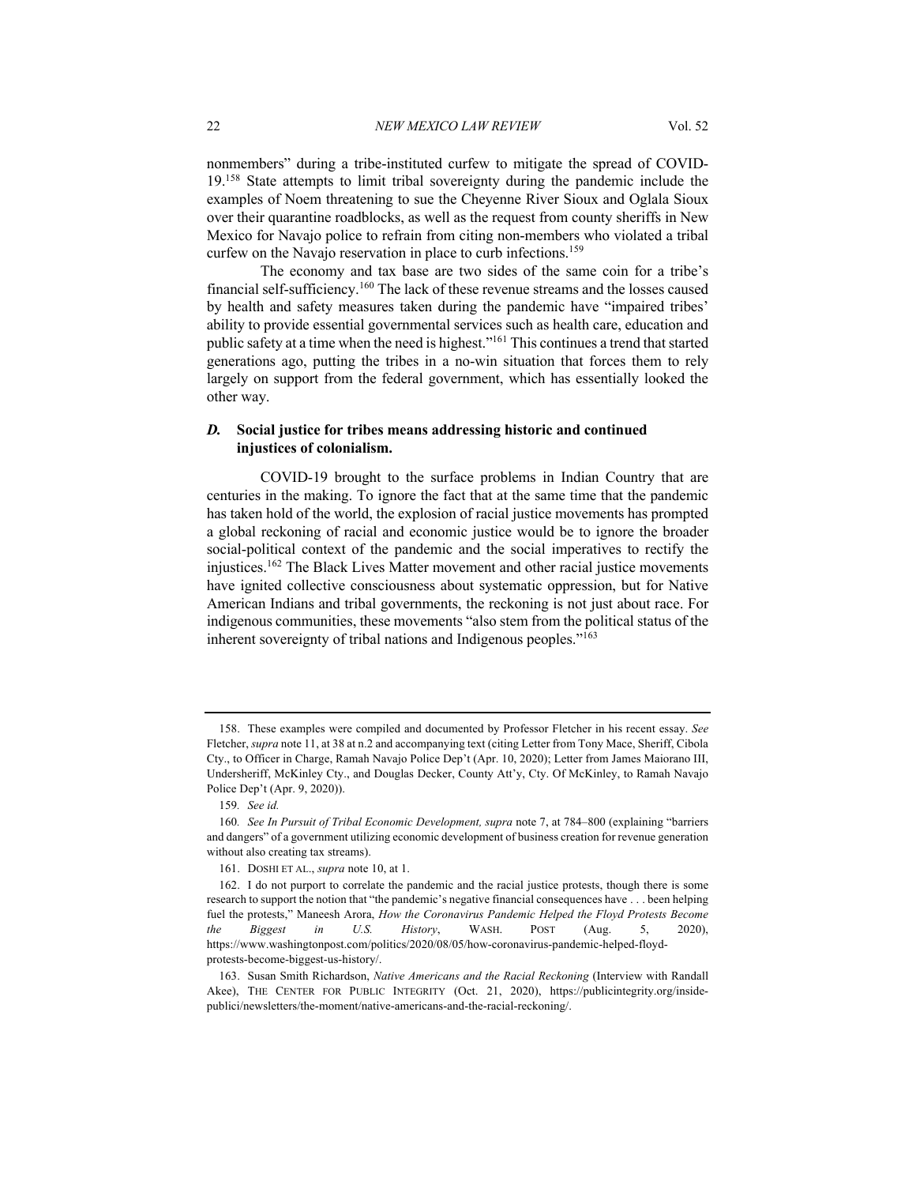nonmembers" during a tribe-instituted curfew to mitigate the spread of COVID-19.[158] State attempts to limit tribal sovereignty during the pandemic include the examples of Noem threatening to sue the Cheyenne River Sioux and Oglala Sioux over their quarantine roadblocks, as well as the request from county sheriffs in New Mexico for Navajo police to refrain from citing non-members who violated a tribal curfew on the Navajo reservation in place to curb infections.[159]

The economy and tax base are two sides of the same coin for a tribe's financial self-sufficiency.[160] The lack of these revenue streams and the losses caused by health and safety measures taken during the pandemic have "impaired tribes' ability to provide essential governmental services such as health care, education and public safety at a time when the need is highest."[161] This continues a trend that started generations ago, putting the tribes in a no-win situation that forces them to rely largely on support from the federal government, which has essentially looked the other way.

### *D.* Social justice for tribes means addressing historic and continued injustices of colonialism.

COVID-19 brought to the surface problems in Indian Country that are centuries in the making. To ignore the fact that at the same time that the pandemic has taken hold of the world, the explosion of racial justice movements has prompted a global reckoning of racial and economic justice would be to ignore the broader social-political context of the pandemic and the social imperatives to rectify the injustices.[162] The Black Lives Matter movement and other racial justice movements have ignited collective consciousness about systematic oppression, but for Native American Indians and tribal governments, the reckoning is not just about race. For indigenous communities, these movements "also stem from the political status of the inherent sovereignty of tribal nations and Indigenous peoples."[163]

---

158. These examples were compiled and documented by Professor Fletcher in his recent essay. *See* Fletcher, *supra* note 11, at 38 at n.2 and accompanying text (citing Letter from Tony Mace, Sheriff, Cibola Cty., to Officer in Charge, Ramah Navajo Police Dep't (Apr. 10, 2020); Letter from James Maiorano III, Undersheriff, McKinley Cty., and Douglas Decker, County Att'y, Cty. Of McKinley, to Ramah Navajo Police Dep't (Apr. 9, 2020)).

159. *See id.*

160. *See In Pursuit of Tribal Economic Development, supra* note 7, at 784–800 (explaining "barriers and dangers" of a government utilizing economic development of business creation for revenue generation without also creating tax streams).

161. DOSHI ET AL., *supra* note 10, at 1.

162. I do not purport to correlate the pandemic and the racial justice protests, though there is some research to support the notion that "the pandemic's negative financial consequences have . . . been helping fuel the protests," Maneesh Arora, *How the Coronavirus Pandemic Helped the Floyd Protests Become the Biggest in U.S. History*, WASH. POST (Aug. 5, 2020), https://www.washingtonpost.com/politics/2020/08/05/how-coronavirus-pandemic-helped-floyd-protests-become-biggest-us-history/.

163. Susan Smith Richardson, *Native Americans and the Racial Reckoning* (Interview with Randall Akee), THE CENTER FOR PUBLIC INTEGRITY (Oct. 21, 2020), https://publicintegrity.org/inside-publici/newsletters/the-moment/native-americans-and-the-racial-reckoning/.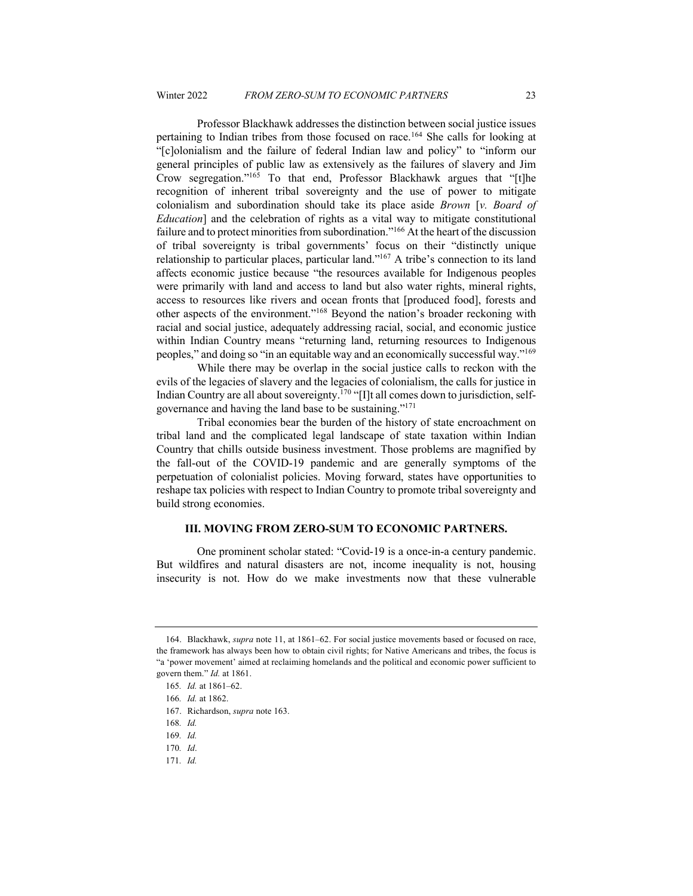Professor Blackhawk addresses the distinction between social justice issues pertaining to Indian tribes from those focused on race.[164] She calls for looking at "[c]olonialism and the failure of federal Indian law and policy" to "inform our general principles of public law as extensively as the failures of slavery and Jim Crow segregation."[165] To that end, Professor Blackhawk argues that "[t]he recognition of inherent tribal sovereignty and the use of power to mitigate colonialism and subordination should take its place aside *Brown* [*v. Board of Education*] and the celebration of rights as a vital way to mitigate constitutional failure and to protect minorities from subordination."[166] At the heart of the discussion of tribal sovereignty is tribal governments' focus on their "distinctly unique relationship to particular places, particular land."[167] A tribe's connection to its land affects economic justice because "the resources available for Indigenous peoples were primarily with land and access to land but also water rights, mineral rights, access to resources like rivers and ocean fronts that [produced food], forests and other aspects of the environment."[168] Beyond the nation's broader reckoning with racial and social justice, adequately addressing racial, social, and economic justice within Indian Country means "returning land, returning resources to Indigenous peoples," and doing so "in an equitable way and an economically successful way."[169]

While there may be overlap in the social justice calls to reckon with the evils of the legacies of slavery and the legacies of colonialism, the calls for justice in Indian Country are all about sovereignty.[170] "[I]t all comes down to jurisdiction, self-governance and having the land base to be sustaining."[171]

Tribal economies bear the burden of the history of state encroachment on tribal land and the complicated legal landscape of state taxation within Indian Country that chills outside business investment. Those problems are magnified by the fall-out of the COVID-19 pandemic and are generally symptoms of the perpetuation of colonialist policies. Moving forward, states have opportunities to reshape tax policies with respect to Indian Country to promote tribal sovereignty and build strong economies.

### III. MOVING FROM ZERO-SUM TO ECONOMIC PARTNERS.

One prominent scholar stated: "Covid-19 is a once-in-a century pandemic. But wildfires and natural disasters are not, income inequality is not, housing insecurity is not. How do we make investments now that these vulnerable

---

164. Blackhawk, *supra* note 11, at 1861–62. For social justice movements based or focused on race, the framework has always been how to obtain civil rights; for Native Americans and tribes, the focus is "a 'power movement' aimed at reclaiming homelands and the political and economic power sufficient to govern them." *Id.* at 1861.

165. *Id.* at 1861–62.

166. *Id.* at 1862.

167. Richardson, *supra* note 163.

168. *Id.*

169. *Id.*

170. *Id*.

171. *Id.*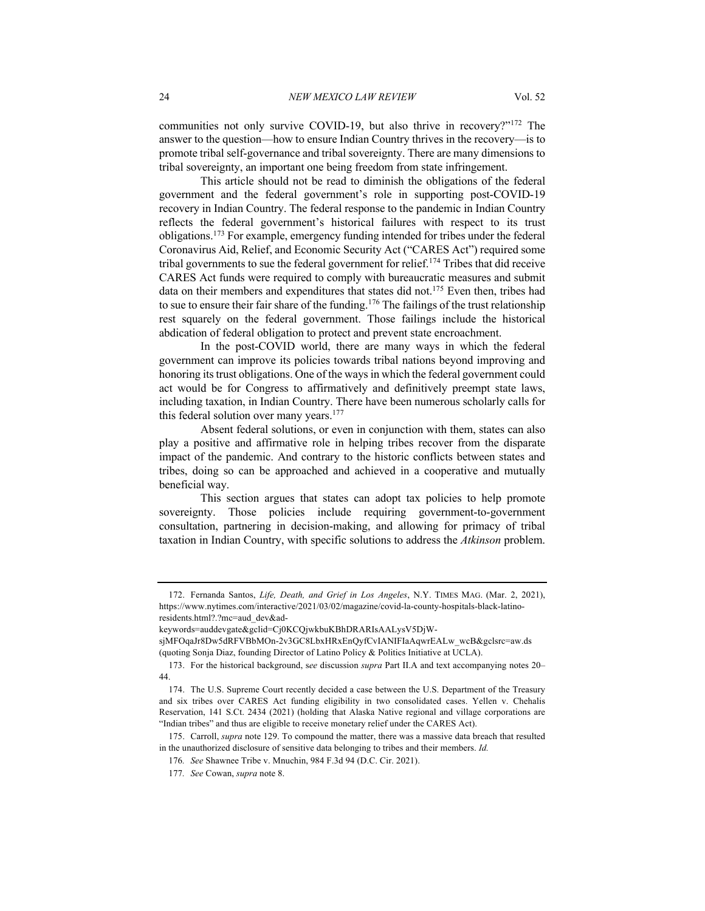communities not only survive COVID-19, but also thrive in recovery?"[172] The answer to the question—how to ensure Indian Country thrives in the recovery—is to promote tribal self-governance and tribal sovereignty. There are many dimensions to tribal sovereignty, an important one being freedom from state infringement.

This article should not be read to diminish the obligations of the federal government and the federal government's role in supporting post-COVID-19 recovery in Indian Country. The federal response to the pandemic in Indian Country reflects the federal government's historical failures with respect to its trust obligations.[173] For example, emergency funding intended for tribes under the federal Coronavirus Aid, Relief, and Economic Security Act ("CARES Act") required some tribal governments to sue the federal government for relief.[174] Tribes that did receive CARES Act funds were required to comply with bureaucratic measures and submit data on their members and expenditures that states did not.[175] Even then, tribes had to sue to ensure their fair share of the funding.[176] The failings of the trust relationship rest squarely on the federal government. Those failings include the historical abdication of federal obligation to protect and prevent state encroachment.

In the post-COVID world, there are many ways in which the federal government can improve its policies towards tribal nations beyond improving and honoring its trust obligations. One of the ways in which the federal government could act would be for Congress to affirmatively and definitively preempt state laws, including taxation, in Indian Country. There have been numerous scholarly calls for this federal solution over many years.[177]

Absent federal solutions, or even in conjunction with them, states can also play a positive and affirmative role in helping tribes recover from the disparate impact of the pandemic. And contrary to the historic conflicts between states and tribes, doing so can be approached and achieved in a cooperative and mutually beneficial way.

This section argues that states can adopt tax policies to help promote sovereignty. Those policies include requiring government-to-government consultation, partnering in decision-making, and allowing for primacy of tribal taxation in Indian Country, with specific solutions to address the *Atkinson* problem.

---

172. Fernanda Santos, *Life, Death, and Grief in Los Angeles*, N.Y. TIMES MAG. (Mar. 2, 2021), https://www.nytimes.com/interactive/2021/03/02/magazine/covid-la-county-hospitals-black-latino-residents.html?.?mc=aud_dev&ad-keywords=auddevgate&gclid=Cj0KCQjwkbuKBhDRARIsAALysV5DjW-sjMFOqaJr8Dw5dRFVBbMOn-2v3GC8LbxHRxEnQyfCvIANIFIaAqwrEALw_wcB&gclsrc=aw.ds (quoting Sonja Diaz, founding Director of Latino Policy & Politics Initiative at UCLA).

173. For the historical background, s*ee* discussion *supra* Part II.A and text accompanying notes 20–44.

174. The U.S. Supreme Court recently decided a case between the U.S. Department of the Treasury and six tribes over CARES Act funding eligibility in two consolidated cases. Yellen v. Chehalis Reservation, 141 S.Ct. 2434 (2021) (holding that Alaska Native regional and village corporations are "Indian tribes" and thus are eligible to receive monetary relief under the CARES Act).

175. Carroll, *supra* note 129. To compound the matter, there was a massive data breach that resulted in the unauthorized disclosure of sensitive data belonging to tribes and their members. *Id.*

176*. See* Shawnee Tribe v. Mnuchin, 984 F.3d 94 (D.C. Cir. 2021).

177*. See* Cowan, *supra* note 8.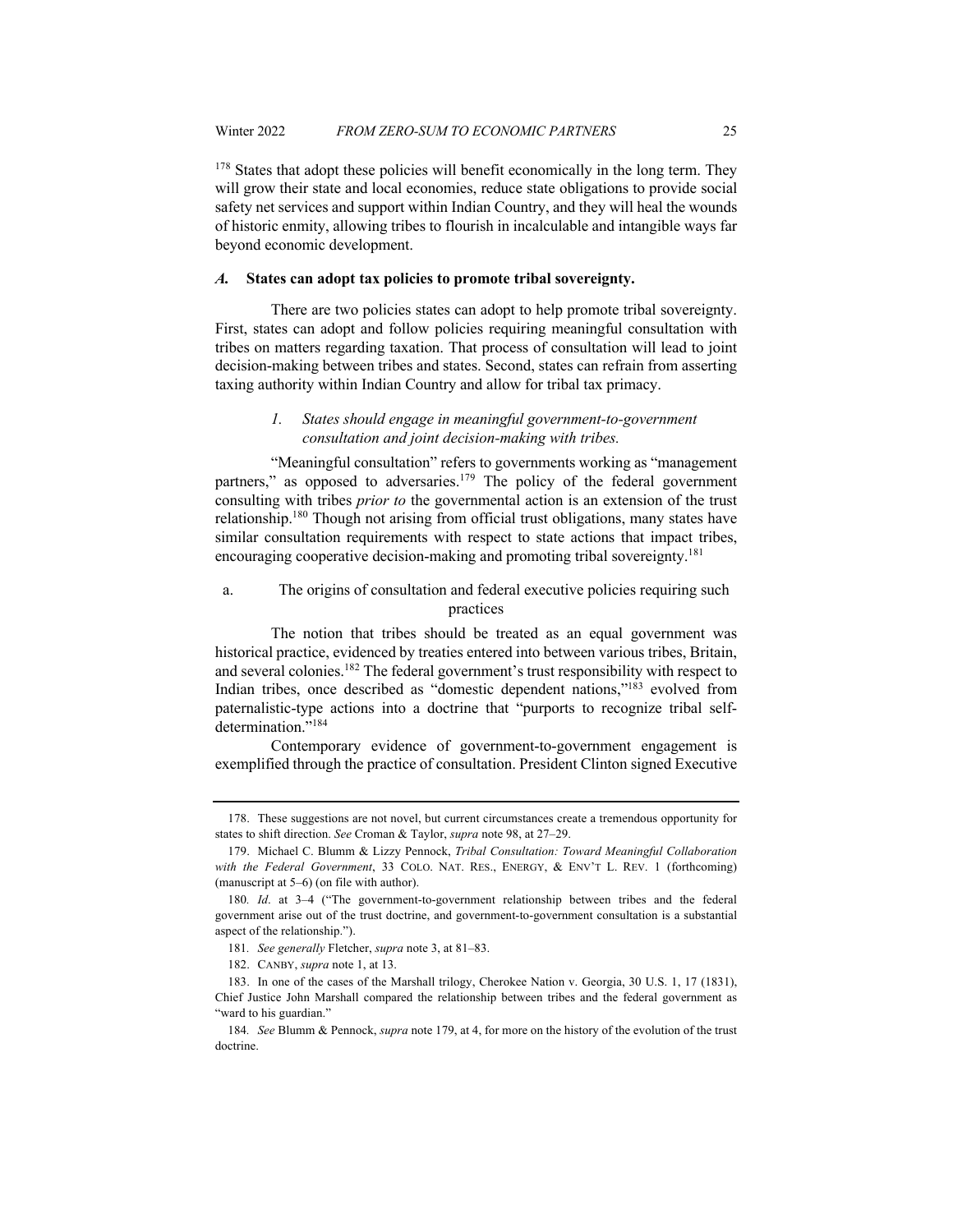[178] States that adopt these policies will benefit economically in the long term. They will grow their state and local economies, reduce state obligations to provide social safety net services and support within Indian Country, and they will heal the wounds of historic enmity, allowing tribes to flourish in incalculable and intangible ways far beyond economic development.

### *A.* States can adopt tax policies to promote tribal sovereignty.

There are two policies states can adopt to help promote tribal sovereignty. First, states can adopt and follow policies requiring meaningful consultation with tribes on matters regarding taxation. That process of consultation will lead to joint decision-making between tribes and states. Second, states can refrain from asserting taxing authority within Indian Country and allow for tribal tax primacy.

#### *1. States should engage in meaningful government-to-government consultation and joint decision-making with tribes.*

"Meaningful consultation" refers to governments working as "management partners," as opposed to adversaries.[179] The policy of the federal government consulting with tribes *prior to* the governmental action is an extension of the trust relationship.[180] Though not arising from official trust obligations, many states have similar consultation requirements with respect to state actions that impact tribes, encouraging cooperative decision-making and promoting tribal sovereignty.[181]

##### a. The origins of consultation and federal executive policies requiring such practices

The notion that tribes should be treated as an equal government was historical practice, evidenced by treaties entered into between various tribes, Britain, and several colonies.[182] The federal government's trust responsibility with respect to Indian tribes, once described as "domestic dependent nations,"[183] evolved from paternalistic-type actions into a doctrine that "purports to recognize tribal self-determination."[184]

Contemporary evidence of government-to-government engagement is exemplified through the practice of consultation. President Clinton signed Executive

---

178. These suggestions are not novel, but current circumstances create a tremendous opportunity for states to shift direction. *See* Croman & Taylor, *supra* note 98, at 27–29.

179. Michael C. Blumm & Lizzy Pennock, *Tribal Consultation: Toward Meaningful Collaboration with the Federal Government*, 33 COLO. NAT. RES., ENERGY, & ENV'T L. REV. 1 (forthcoming) (manuscript at 5–6) (on file with author).

180. *Id*. at 3–4 ("The government-to-government relationship between tribes and the federal government arise out of the trust doctrine, and government-to-government consultation is a substantial aspect of the relationship.").

181. *See generally* Fletcher, *supra* note 3, at 81–83.

182. CANBY, *supra* note 1, at 13.

183. In one of the cases of the Marshall trilogy, Cherokee Nation v. Georgia, 30 U.S. 1, 17 (1831), Chief Justice John Marshall compared the relationship between tribes and the federal government as "ward to his guardian."

184. *See* Blumm & Pennock, *supra* note 179, at 4, for more on the history of the evolution of the trust doctrine.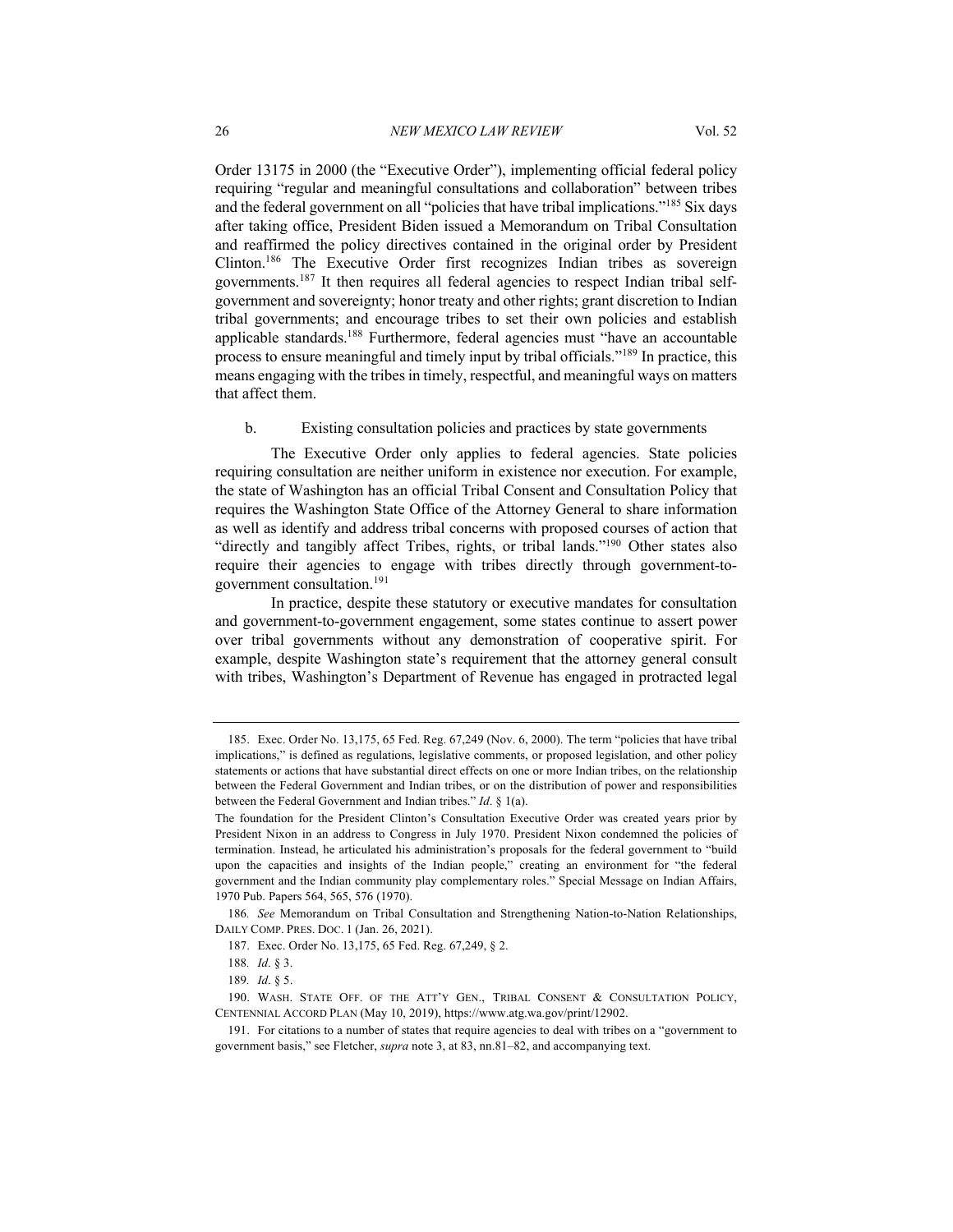Order 13175 in 2000 (the "Executive Order"), implementing official federal policy requiring "regular and meaningful consultations and collaboration" between tribes and the federal government on all "policies that have tribal implications."[185] Six days after taking office, President Biden issued a Memorandum on Tribal Consultation and reaffirmed the policy directives contained in the original order by President Clinton.[186] The Executive Order first recognizes Indian tribes as sovereign governments.[187] It then requires all federal agencies to respect Indian tribal self-government and sovereignty; honor treaty and other rights; grant discretion to Indian tribal governments; and encourage tribes to set their own policies and establish applicable standards.[188] Furthermore, federal agencies must "have an accountable process to ensure meaningful and timely input by tribal officials."[189] In practice, this means engaging with the tribes in timely, respectful, and meaningful ways on matters that affect them.

b. Existing consultation policies and practices by state governments

The Executive Order only applies to federal agencies. State policies requiring consultation are neither uniform in existence nor execution. For example, the state of Washington has an official Tribal Consent and Consultation Policy that requires the Washington State Office of the Attorney General to share information as well as identify and address tribal concerns with proposed courses of action that "directly and tangibly affect Tribes, rights, or tribal lands."[190] Other states also require their agencies to engage with tribes directly through government-to-government consultation.[191]

In practice, despite these statutory or executive mandates for consultation and government-to-government engagement, some states continue to assert power over tribal governments without any demonstration of cooperative spirit. For example, despite Washington state's requirement that the attorney general consult with tribes, Washington's Department of Revenue has engaged in protracted legal

---

185. Exec. Order No. 13,175, 65 Fed. Reg. 67,249 (Nov. 6, 2000). The term "policies that have tribal implications," is defined as regulations, legislative comments, or proposed legislation, and other policy statements or actions that have substantial direct effects on one or more Indian tribes, on the relationship between the Federal Government and Indian tribes, or on the distribution of power and responsibilities between the Federal Government and Indian tribes." *Id*. § 1(a).

The foundation for the President Clinton's Consultation Executive Order was created years prior by President Nixon in an address to Congress in July 1970. President Nixon condemned the policies of termination. Instead, he articulated his administration's proposals for the federal government to "build upon the capacities and insights of the Indian people," creating an environment for "the federal government and the Indian community play complementary roles." Special Message on Indian Affairs, 1970 Pub. Papers 564, 565, 576 (1970).

186. *See* Memorandum on Tribal Consultation and Strengthening Nation-to-Nation Relationships, DAILY COMP. PRES. DOC. 1 (Jan. 26, 2021).

187. Exec. Order No. 13,175, 65 Fed. Reg. 67,249, § 2.

188. *Id*. § 3.

189. *Id*. § 5.

190. WASH. STATE OFF. OF THE ATT'Y GEN., TRIBAL CONSENT & CONSULTATION POLICY, CENTENNIAL ACCORD PLAN (May 10, 2019), https://www.atg.wa.gov/print/12902.

191. For citations to a number of states that require agencies to deal with tribes on a "government to government basis," see Fletcher, *supra* note 3, at 83, nn.81–82, and accompanying text.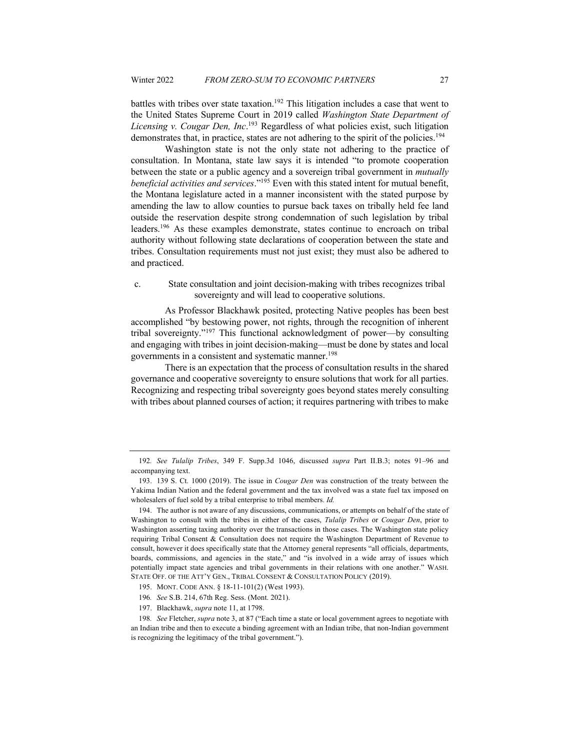battles with tribes over state taxation.[192] This litigation includes a case that went to the United States Supreme Court in 2019 called *Washington State Department of Licensing v. Cougar Den, Inc*.[193] Regardless of what policies exist, such litigation demonstrates that, in practice, states are not adhering to the spirit of the policies.[194]

Washington state is not the only state not adhering to the practice of consultation. In Montana, state law says it is intended "to promote cooperation between the state or a public agency and a sovereign tribal government in *mutually beneficial activities and services*."[195] Even with this stated intent for mutual benefit, the Montana legislature acted in a manner inconsistent with the stated purpose by amending the law to allow counties to pursue back taxes on tribally held fee land outside the reservation despite strong condemnation of such legislation by tribal leaders.[196] As these examples demonstrate, states continue to encroach on tribal authority without following state declarations of cooperation between the state and tribes. Consultation requirements must not just exist; they must also be adhered to and practiced.

c. State consultation and joint decision-making with tribes recognizes tribal sovereignty and will lead to cooperative solutions.

As Professor Blackhawk posited, protecting Native peoples has been best accomplished "by bestowing power, not rights, through the recognition of inherent tribal sovereignty."[197] This functional acknowledgment of power—by consulting and engaging with tribes in joint decision-making—must be done by states and local governments in a consistent and systematic manner.[198]

There is an expectation that the process of consultation results in the shared governance and cooperative sovereignty to ensure solutions that work for all parties. Recognizing and respecting tribal sovereignty goes beyond states merely consulting with tribes about planned courses of action; it requires partnering with tribes to make

---

192. *See Tulalip Tribes*, 349 F. Supp.3d 1046, discussed *supra* Part II.B.3; notes 91–96 and accompanying text.

193. 139 S. Ct. 1000 (2019). The issue in *Cougar Den* was construction of the treaty between the Yakima Indian Nation and the federal government and the tax involved was a state fuel tax imposed on wholesalers of fuel sold by a tribal enterprise to tribal members. *Id.*

194. The author is not aware of any discussions, communications, or attempts on behalf of the state of Washington to consult with the tribes in either of the cases, *Tulalip Tribes* or *Cougar Den*, prior to Washington asserting taxing authority over the transactions in those cases. The Washington state policy requiring Tribal Consent & Consultation does not require the Washington Department of Revenue to consult, however it does specifically state that the Attorney general represents "all officials, departments, boards, commissions, and agencies in the state," and "is involved in a wide array of issues which potentially impact state agencies and tribal governments in their relations with one another." WASH. STATE OFF. OF THE ATT'Y GEN., TRIBAL CONSENT & CONSULTATION POLICY (2019).

195. MONT. CODE ANN. § 18-11-101(2) (West 1993).

196. *See* S.B. 214, 67th Reg. Sess. (Mont. 2021).

197. Blackhawk, *supra* note 11, at 1798.

198. *See* Fletcher, *supra* note 3, at 87 ("Each time a state or local government agrees to negotiate with an Indian tribe and then to execute a binding agreement with an Indian tribe, that non-Indian government is recognizing the legitimacy of the tribal government.").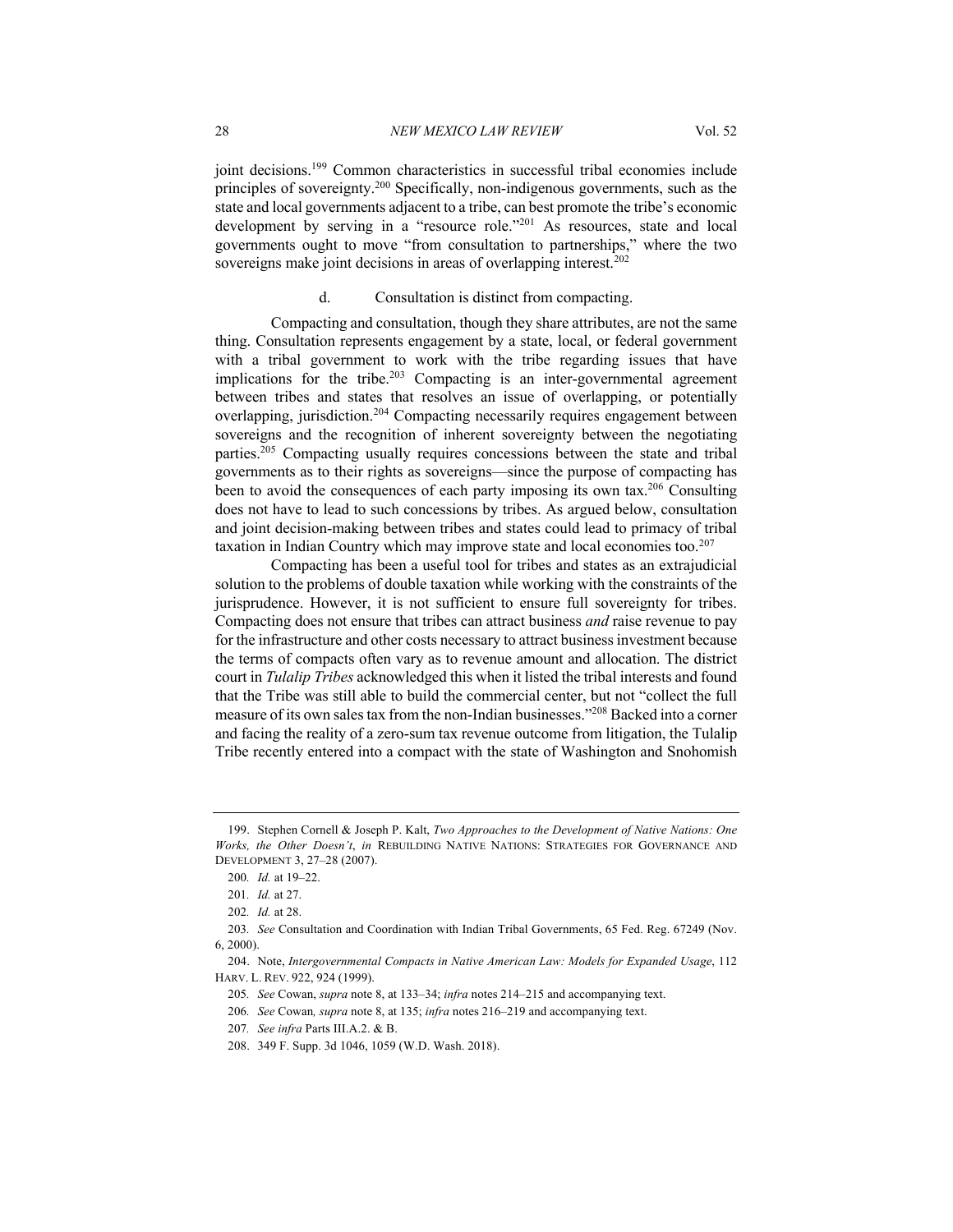joint decisions.[199] Common characteristics in successful tribal economies include principles of sovereignty.[200] Specifically, non-indigenous governments, such as the state and local governments adjacent to a tribe, can best promote the tribe's economic development by serving in a "resource role."[201] As resources, state and local governments ought to move "from consultation to partnerships," where the two sovereigns make joint decisions in areas of overlapping interest.[202]

#### d. Consultation is distinct from compacting.

Compacting and consultation, though they share attributes, are not the same thing. Consultation represents engagement by a state, local, or federal government with a tribal government to work with the tribe regarding issues that have implications for the tribe.[203] Compacting is an inter-governmental agreement between tribes and states that resolves an issue of overlapping, or potentially overlapping, jurisdiction.[204] Compacting necessarily requires engagement between sovereigns and the recognition of inherent sovereignty between the negotiating parties.[205] Compacting usually requires concessions between the state and tribal governments as to their rights as sovereigns—since the purpose of compacting has been to avoid the consequences of each party imposing its own tax.[206] Consulting does not have to lead to such concessions by tribes. As argued below, consultation and joint decision-making between tribes and states could lead to primacy of tribal taxation in Indian Country which may improve state and local economies too.[207]

Compacting has been a useful tool for tribes and states as an extrajudicial solution to the problems of double taxation while working with the constraints of the jurisprudence. However, it is not sufficient to ensure full sovereignty for tribes. Compacting does not ensure that tribes can attract business *and* raise revenue to pay for the infrastructure and other costs necessary to attract business investment because the terms of compacts often vary as to revenue amount and allocation. The district court in *Tulalip Tribes* acknowledged this when it listed the tribal interests and found that the Tribe was still able to build the commercial center, but not "collect the full measure of its own sales tax from the non-Indian businesses."[208] Backed into a corner and facing the reality of a zero-sum tax revenue outcome from litigation, the Tulalip Tribe recently entered into a compact with the state of Washington and Snohomish

---

199. Stephen Cornell & Joseph P. Kalt, *Two Approaches to the Development of Native Nations: One Works, the Other Doesn't*, *in* REBUILDING NATIVE NATIONS: STRATEGIES FOR GOVERNANCE AND DEVELOPMENT 3, 27–28 (2007).

200. *Id.* at 19–22.

201. *Id.* at 27.

202. *Id.* at 28.

203. *See* Consultation and Coordination with Indian Tribal Governments, 65 Fed. Reg. 67249 (Nov. 6, 2000).

204. Note, *Intergovernmental Compacts in Native American Law: Models for Expanded Usage*, 112 HARV. L. REV. 922, 924 (1999).

205. *See* Cowan, *supra* note 8, at 133–34; *infra* notes 214–215 and accompanying text.

206. *See* Cowan*, supra* note 8, at 135; *infra* notes 216–219 and accompanying text.

207. *See infra* Parts III.A.2. & B.

208. 349 F. Supp. 3d 1046, 1059 (W.D. Wash. 2018).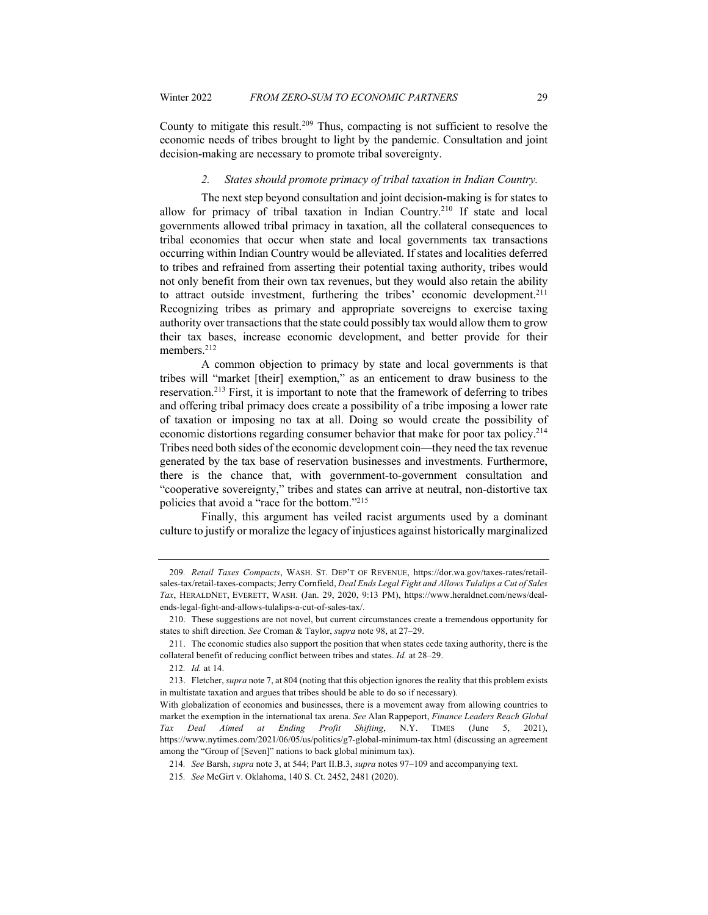County to mitigate this result.[209] Thus, compacting is not sufficient to resolve the economic needs of tribes brought to light by the pandemic. Consultation and joint decision-making are necessary to promote tribal sovereignty.

### 2. *States should promote primacy of tribal taxation in Indian Country.*

The next step beyond consultation and joint decision-making is for states to allow for primacy of tribal taxation in Indian Country.[210] If state and local governments allowed tribal primacy in taxation, all the collateral consequences to tribal economies that occur when state and local governments tax transactions occurring within Indian Country would be alleviated. If states and localities deferred to tribes and refrained from asserting their potential taxing authority, tribes would not only benefit from their own tax revenues, but they would also retain the ability to attract outside investment, furthering the tribes' economic development.[211] Recognizing tribes as primary and appropriate sovereigns to exercise taxing authority over transactions that the state could possibly tax would allow them to grow their tax bases, increase economic development, and better provide for their members.[212]

A common objection to primacy by state and local governments is that tribes will "market [their] exemption," as an enticement to draw business to the reservation.[213] First, it is important to note that the framework of deferring to tribes and offering tribal primacy does create a possibility of a tribe imposing a lower rate of taxation or imposing no tax at all. Doing so would create the possibility of economic distortions regarding consumer behavior that make for poor tax policy.[214] Tribes need both sides of the economic development coin—they need the tax revenue generated by the tax base of reservation businesses and investments. Furthermore, there is the chance that, with government-to-government consultation and "cooperative sovereignty," tribes and states can arrive at neutral, non-distortive tax policies that avoid a "race for the bottom."[215]

Finally, this argument has veiled racist arguments used by a dominant culture to justify or moralize the legacy of injustices against historically marginalized

---

209. *Retail Taxes Compacts*, WASH. ST. DEP'T OF REVENUE, https://dor.wa.gov/taxes-rates/retail-sales-tax/retail-taxes-compacts; Jerry Cornfield, *Deal Ends Legal Fight and Allows Tulalips a Cut of Sales Tax*, HERALDNET, EVERETT, WASH. (Jan. 29, 2020, 9:13 PM), https://www.heraldnet.com/news/deal-ends-legal-fight-and-allows-tulalips-a-cut-of-sales-tax/.

210. These suggestions are not novel, but current circumstances create a tremendous opportunity for states to shift direction. *See* Croman & Taylor, *supra* note 98, at 27–29.

211. The economic studies also support the position that when states cede taxing authority, there is the collateral benefit of reducing conflict between tribes and states. *Id.* at 28–29.

212. *Id.* at 14.

213. Fletcher, *supra* note 7, at 804 (noting that this objection ignores the reality that this problem exists in multistate taxation and argues that tribes should be able to do so if necessary).

With globalization of economies and businesses, there is a movement away from allowing countries to market the exemption in the international tax arena. *See* Alan Rappeport, *Finance Leaders Reach Global Tax Deal Aimed at Ending Profit Shifting*, N.Y. TIMES (June 5, 2021), https://www.nytimes.com/2021/06/05/us/politics/g7-global-minimum-tax.html (discussing an agreement among the "Group of [Seven]" nations to back global minimum tax).

214. *See* Barsh, *supra* note 3, at 544; Part II.B.3, *supra* notes 97–109 and accompanying text.

215. *See* McGirt v. Oklahoma, 140 S. Ct. 2452, 2481 (2020).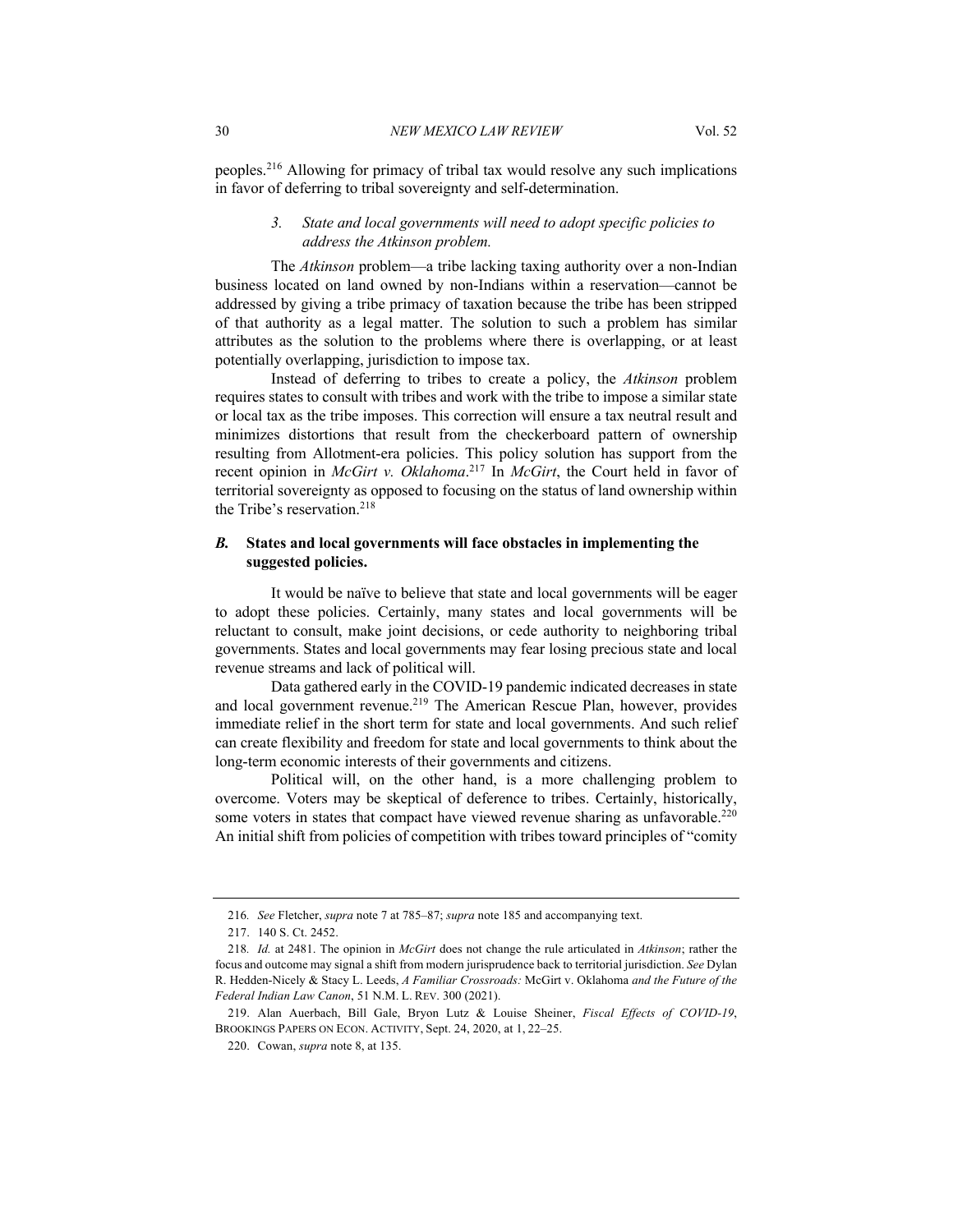peoples.[216] Allowing for primacy of tribal tax would resolve any such implications in favor of deferring to tribal sovereignty and self-determination.

### *3. State and local governments will need to adopt specific policies to address the Atkinson problem.*

The *Atkinson* problem—a tribe lacking taxing authority over a non-Indian business located on land owned by non-Indians within a reservation—cannot be addressed by giving a tribe primacy of taxation because the tribe has been stripped of that authority as a legal matter. The solution to such a problem has similar attributes as the solution to the problems where there is overlapping, or at least potentially overlapping, jurisdiction to impose tax.

Instead of deferring to tribes to create a policy, the *Atkinson* problem requires states to consult with tribes and work with the tribe to impose a similar state or local tax as the tribe imposes. This correction will ensure a tax neutral result and minimizes distortions that result from the checkerboard pattern of ownership resulting from Allotment-era policies. This policy solution has support from the recent opinion in *McGirt v. Oklahoma*.[217] In *McGirt*, the Court held in favor of territorial sovereignty as opposed to focusing on the status of land ownership within the Tribe's reservation.[218]

## ***B.* States and local governments will face obstacles in implementing the suggested policies.**

It would be naïve to believe that state and local governments will be eager to adopt these policies. Certainly, many states and local governments will be reluctant to consult, make joint decisions, or cede authority to neighboring tribal governments. States and local governments may fear losing precious state and local revenue streams and lack of political will.

Data gathered early in the COVID-19 pandemic indicated decreases in state and local government revenue.[219] The American Rescue Plan, however, provides immediate relief in the short term for state and local governments. And such relief can create flexibility and freedom for state and local governments to think about the long-term economic interests of their governments and citizens.

Political will, on the other hand, is a more challenging problem to overcome. Voters may be skeptical of deference to tribes. Certainly, historically, some voters in states that compact have viewed revenue sharing as unfavorable.[220] An initial shift from policies of competition with tribes toward principles of "comity

---

216. *See* Fletcher, *supra* note 7 at 785–87; *supra* note 185 and accompanying text.

217. 140 S. Ct. 2452.

218. *Id.* at 2481. The opinion in *McGirt* does not change the rule articulated in *Atkinson*; rather the focus and outcome may signal a shift from modern jurisprudence back to territorial jurisdiction. *See* Dylan R. Hedden-Nicely & Stacy L. Leeds, *A Familiar Crossroads:* McGirt v. Oklahoma *and the Future of the Federal Indian Law Canon*, 51 N.M. L. REV. 300 (2021).

219. Alan Auerbach, Bill Gale, Bryon Lutz & Louise Sheiner, *Fiscal Effects of COVID-19*, BROOKINGS PAPERS ON ECON. ACTIVITY, Sept. 24, 2020, at 1, 22–25.

220. Cowan, *supra* note 8, at 135.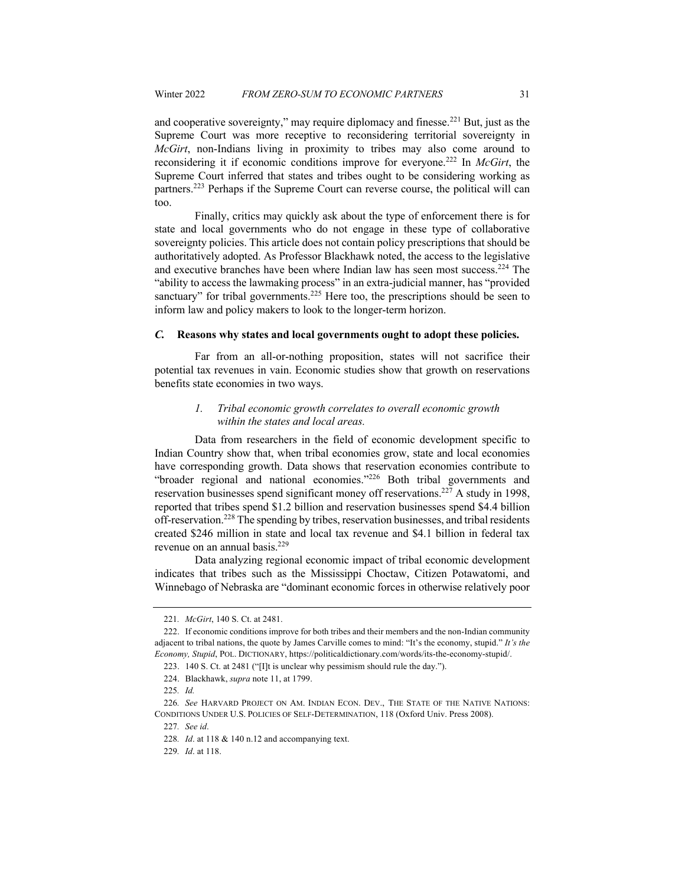and cooperative sovereignty," may require diplomacy and finesse.[221] But, just as the Supreme Court was more receptive to reconsidering territorial sovereignty in *McGirt*, non-Indians living in proximity to tribes may also come around to reconsidering it if economic conditions improve for everyone.[222] In *McGirt*, the Supreme Court inferred that states and tribes ought to be considering working as partners.[223] Perhaps if the Supreme Court can reverse course, the political will can too.

Finally, critics may quickly ask about the type of enforcement there is for state and local governments who do not engage in these type of collaborative sovereignty policies. This article does not contain policy prescriptions that should be authoritatively adopted. As Professor Blackhawk noted, the access to the legislative and executive branches have been where Indian law has seen most success.[224] The "ability to access the lawmaking process" in an extra-judicial manner, has "provided sanctuary" for tribal governments.[225] Here too, the prescriptions should be seen to inform law and policy makers to look to the longer-term horizon.

### *C.* Reasons why states and local governments ought to adopt these policies.

Far from an all-or-nothing proposition, states will not sacrifice their potential tax revenues in vain. Economic studies show that growth on reservations benefits state economies in two ways.

#### *1. Tribal economic growth correlates to overall economic growth within the states and local areas.*

Data from researchers in the field of economic development specific to Indian Country show that, when tribal economies grow, state and local economies have corresponding growth. Data shows that reservation economies contribute to "broader regional and national economies."[226] Both tribal governments and reservation businesses spend significant money off reservations.[227] A study in 1998, reported that tribes spend $1.2 billion and reservation businesses spend $4.4 billion off-reservation.[228] The spending by tribes, reservation businesses, and tribal residents created $246 million in state and local tax revenue and $4.1 billion in federal tax revenue on an annual basis.[229]

Data analyzing regional economic impact of tribal economic development indicates that tribes such as the Mississippi Choctaw, Citizen Potawatomi, and Winnebago of Nebraska are "dominant economic forces in otherwise relatively poor

---

221. *McGirt*, 140 S. Ct. at 2481.

222. If economic conditions improve for both tribes and their members and the non-Indian community adjacent to tribal nations, the quote by James Carville comes to mind: "It's the economy, stupid." *It's the Economy, Stupid*, POL. DICTIONARY, https://politicaldictionary.com/words/its-the-economy-stupid/.

223. 140 S. Ct. at 2481 ("[I]t is unclear why pessimism should rule the day.").

224. Blackhawk, *supra* note 11, at 1799.

225. *Id.*

226. *See* HARVARD PROJECT ON AM. INDIAN ECON. DEV., THE STATE OF THE NATIVE NATIONS: CONDITIONS UNDER U.S. POLICIES OF SELF-DETERMINATION, 118 (Oxford Univ. Press 2008).

227. *See id*.

228. *Id*. at 118 & 140 n.12 and accompanying text.

229. *Id*. at 118.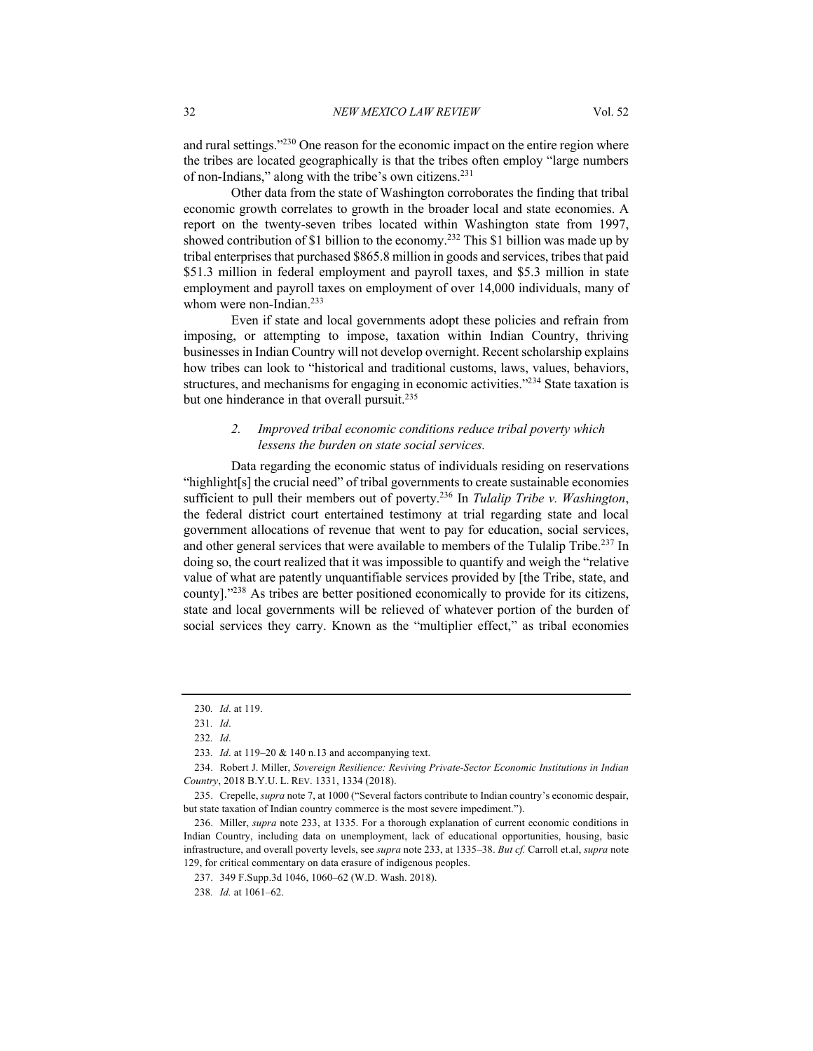and rural settings."[230] One reason for the economic impact on the entire region where the tribes are located geographically is that the tribes often employ "large numbers of non-Indians," along with the tribe's own citizens.[231]

Other data from the state of Washington corroborates the finding that tribal economic growth correlates to growth in the broader local and state economies. A report on the twenty-seven tribes located within Washington state from 1997, showed contribution of $1 billion to the economy.[232] This $1 billion was made up by tribal enterprises that purchased $865.8 million in goods and services, tribes that paid $51.3 million in federal employment and payroll taxes, and $5.3 million in state employment and payroll taxes on employment of over 14,000 individuals, many of whom were non-Indian.[233]

Even if state and local governments adopt these policies and refrain from imposing, or attempting to impose, taxation within Indian Country, thriving businesses in Indian Country will not develop overnight. Recent scholarship explains how tribes can look to "historical and traditional customs, laws, values, behaviors, structures, and mechanisms for engaging in economic activities."[234] State taxation is but one hinderance in that overall pursuit.[235]

### *2. Improved tribal economic conditions reduce tribal poverty which lessens the burden on state social services.*

Data regarding the economic status of individuals residing on reservations "highlight[s] the crucial need" of tribal governments to create sustainable economies sufficient to pull their members out of poverty.[236] In *Tulalip Tribe v. Washington*, the federal district court entertained testimony at trial regarding state and local government allocations of revenue that went to pay for education, social services, and other general services that were available to members of the Tulalip Tribe.[237] In doing so, the court realized that it was impossible to quantify and weigh the "relative value of what are patently unquantifiable services provided by [the Tribe, state, and county]."[238] As tribes are better positioned economically to provide for its citizens, state and local governments will be relieved of whatever portion of the burden of social services they carry. Known as the "multiplier effect," as tribal economies

---

230. *Id*. at 119.

231. *Id*.

232. *Id*.

233. *Id*. at 119–20 & 140 n.13 and accompanying text.

234. Robert J. Miller, *Sovereign Resilience: Reviving Private-Sector Economic Institutions in Indian Country*, 2018 B.Y.U. L. REV. 1331, 1334 (2018).

235. Crepelle, *supra* note 7, at 1000 ("Several factors contribute to Indian country's economic despair, but state taxation of Indian country commerce is the most severe impediment.").

236. Miller, *supra* note 233, at 1335. For a thorough explanation of current economic conditions in Indian Country, including data on unemployment, lack of educational opportunities, housing, basic infrastructure, and overall poverty levels, see *supra* note 233, at 1335–38. *But cf.* Carroll et.al, *supra* note 129, for critical commentary on data erasure of indigenous peoples.

237. 349 F.Supp.3d 1046, 1060–62 (W.D. Wash. 2018).

238. *Id.* at 1061–62.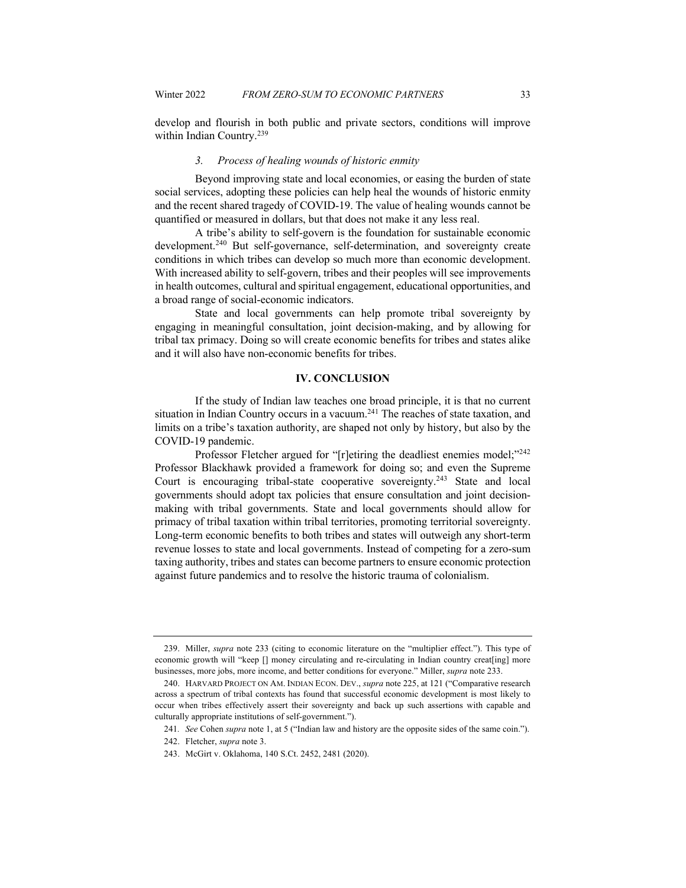develop and flourish in both public and private sectors, conditions will improve within Indian Country.[239]

#### *3. Process of healing wounds of historic enmity*

Beyond improving state and local economies, or easing the burden of state social services, adopting these policies can help heal the wounds of historic enmity and the recent shared tragedy of COVID-19. The value of healing wounds cannot be quantified or measured in dollars, but that does not make it any less real.

A tribe's ability to self-govern is the foundation for sustainable economic development.[240] But self-governance, self-determination, and sovereignty create conditions in which tribes can develop so much more than economic development. With increased ability to self-govern, tribes and their peoples will see improvements in health outcomes, cultural and spiritual engagement, educational opportunities, and a broad range of social-economic indicators.

State and local governments can help promote tribal sovereignty by engaging in meaningful consultation, joint decision-making, and by allowing for tribal tax primacy. Doing so will create economic benefits for tribes and states alike and it will also have non-economic benefits for tribes.

## IV. CONCLUSION

If the study of Indian law teaches one broad principle, it is that no current situation in Indian Country occurs in a vacuum.[241] The reaches of state taxation, and limits on a tribe's taxation authority, are shaped not only by history, but also by the COVID-19 pandemic.

Professor Fletcher argued for "[r]etiring the deadliest enemies model;"[242] Professor Blackhawk provided a framework for doing so; and even the Supreme Court is encouraging tribal-state cooperative sovereignty.[243] State and local governments should adopt tax policies that ensure consultation and joint decision-making with tribal governments. State and local governments should allow for primacy of tribal taxation within tribal territories, promoting territorial sovereignty. Long-term economic benefits to both tribes and states will outweigh any short-term revenue losses to state and local governments. Instead of competing for a zero-sum taxing authority, tribes and states can become partners to ensure economic protection against future pandemics and to resolve the historic trauma of colonialism.

---

239. Miller, *supra* note 233 (citing to economic literature on the "multiplier effect."). This type of economic growth will "keep [] money circulating and re-circulating in Indian country creat[ing] more businesses, more jobs, more income, and better conditions for everyone." Miller, *supra* note 233.

240. HARVARD PROJECT ON AM. INDIAN ECON. DEV., *supra* note 225, at 121 ("Comparative research across a spectrum of tribal contexts has found that successful economic development is most likely to occur when tribes effectively assert their sovereignty and back up such assertions with capable and culturally appropriate institutions of self-government.").

241. *See* Cohen *supra* note 1, at 5 ("Indian law and history are the opposite sides of the same coin.").

242. Fletcher, *supra* note 3.

243. McGirt v. Oklahoma, 140 S.Ct. 2452, 2481 (2020).